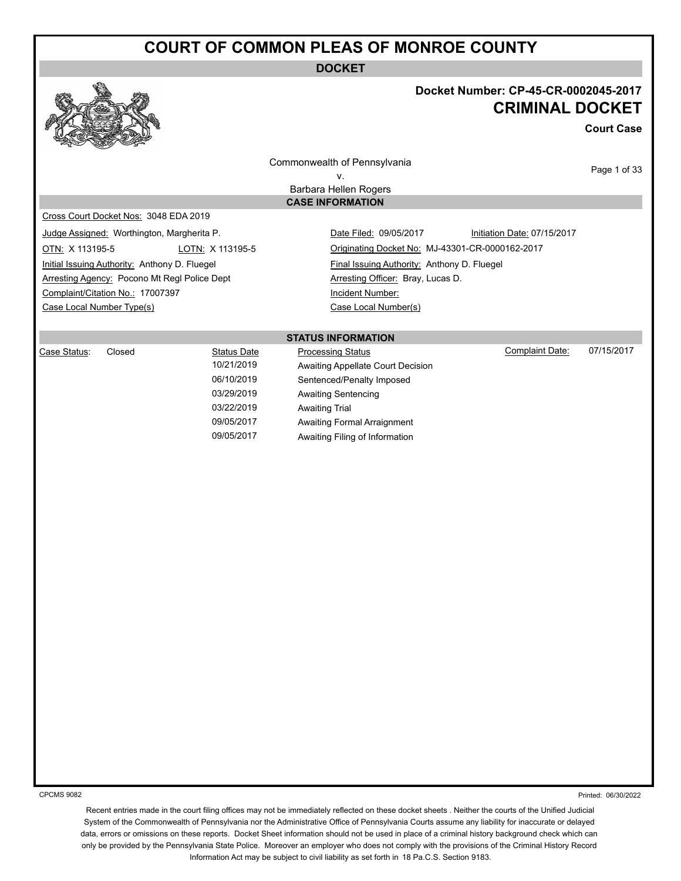# COURT OF COMMON PLEAS OF MONROE COUNTY

**DOCKET**

**Docket Number: CP-45-CR-0002045-2017**

## CRIMINAL DOCKET

**Court Case**

Commonwealth of Pennsylvania
v.
Barbara Hellen Rogers

### CASE INFORMATION

Cross Court Docket Nos: 3048 EDA 2019

| | | | |
|---|---|---|---|
| Judge Assigned: Worthington, Margherita P. | | Date Filed: 09/05/2017 | Initiation Date: 07/15/2017 |
| OTN: X 113195-5 | LOTN: X 113195-5 | Originating Docket No: MJ-43301-CR-0000162-2017 | |
| Initial Issuing Authority: Anthony D. Fluegel | | Final Issuing Authority: Anthony D. Fluegel | |
| Arresting Agency: Pocono Mt Regl Police Dept | | Arresting Officer: Bray, Lucas D. | |
| Complaint/Citation No.: 17007397 | | Incident Number: | |
| Case Local Number Type(s) | | Case Local Number(s) | |

### STATUS INFORMATION

Case Status: Closed

Complaint Date: 07/15/2017

| Status Date | Processing Status |
|---|---|
| 10/21/2019 | Awaiting Appellate Court Decision |
| 06/10/2019 | Sentenced/Penalty Imposed |
| 03/29/2019 | Awaiting Sentencing |
| 03/22/2019 | Awaiting Trial |
| 09/05/2017 | Awaiting Formal Arraignment |
| 09/05/2017 | Awaiting Filing of Information |

CPCMS 9082

Printed: 06/30/2022

Recent entries made in the court filing offices may not be immediately reflected on these docket sheets . Neither the courts of the Unified Judicial System of the Commonwealth of Pennsylvania nor the Administrative Office of Pennsylvania Courts assume any liability for inaccurate or delayed data, errors or omissions on these reports. Docket Sheet information should not be used in place of a criminal history background check which can only be provided by the Pennsylvania State Police. Moreover an employer who does not comply with the provisions of the Criminal History Record Information Act may be subject to civil liability as set forth in 18 Pa.C.S. Section 9183.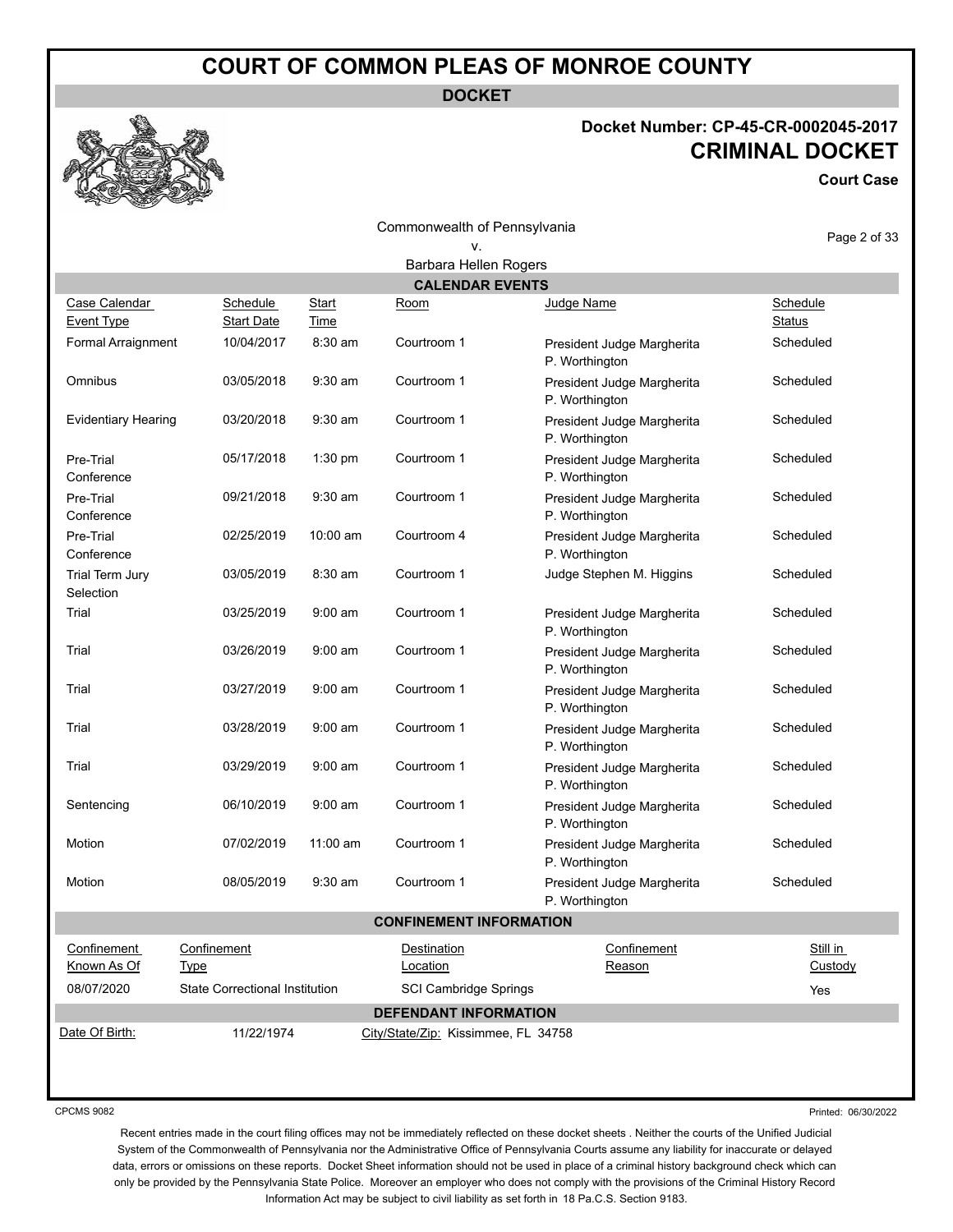# COURT OF COMMON PLEAS OF MONROE COUNTY

**DOCKET**

**Docket Number: CP-45-CR-0002045-2017**

**CRIMINAL DOCKET**

**Court Case**

Commonwealth of Pennsylvania
v.
Barbara Hellen Rogers

## CALENDAR EVENTS

| Case Calendar Event Type | Schedule Start Date | Start Time | Room | Judge Name | Schedule Status |
|---|---|---|---|---|---|
| Formal Arraignment | 10/04/2017 | 8:30 am | Courtroom 1 | President Judge Margherita P. Worthington | Scheduled |
| Omnibus | 03/05/2018 | 9:30 am | Courtroom 1 | President Judge Margherita P. Worthington | Scheduled |
| Evidentiary Hearing | 03/20/2018 | 9:30 am | Courtroom 1 | President Judge Margherita P. Worthington | Scheduled |
| Pre-Trial Conference | 05/17/2018 | 1:30 pm | Courtroom 1 | President Judge Margherita P. Worthington | Scheduled |
| Pre-Trial Conference | 09/21/2018 | 9:30 am | Courtroom 1 | President Judge Margherita P. Worthington | Scheduled |
| Pre-Trial Conference | 02/25/2019 | 10:00 am | Courtroom 4 | President Judge Margherita P. Worthington | Scheduled |
| Trial Term Jury Selection | 03/05/2019 | 8:30 am | Courtroom 1 | Judge Stephen M. Higgins | Scheduled |
| Trial | 03/25/2019 | 9:00 am | Courtroom 1 | President Judge Margherita P. Worthington | Scheduled |
| Trial | 03/26/2019 | 9:00 am | Courtroom 1 | President Judge Margherita P. Worthington | Scheduled |
| Trial | 03/27/2019 | 9:00 am | Courtroom 1 | President Judge Margherita P. Worthington | Scheduled |
| Trial | 03/28/2019 | 9:00 am | Courtroom 1 | President Judge Margherita P. Worthington | Scheduled |
| Trial | 03/29/2019 | 9:00 am | Courtroom 1 | President Judge Margherita P. Worthington | Scheduled |
| Sentencing | 06/10/2019 | 9:00 am | Courtroom 1 | President Judge Margherita P. Worthington | Scheduled |
| Motion | 07/02/2019 | 11:00 am | Courtroom 1 | President Judge Margherita P. Worthington | Scheduled |
| Motion | 08/05/2019 | 9:30 am | Courtroom 1 | President Judge Margherita P. Worthington | Scheduled |

## CONFINEMENT INFORMATION

| Confinement Known As Of | Confinement Type | Destination Location | Confinement Reason | Still in Custody |
|---|---|---|---|---|
| 08/07/2020 | State Correctional Institution | SCI Cambridge Springs | | Yes |

## DEFENDANT INFORMATION

Date Of Birth: 11/22/1974 City/State/Zip: Kissimmee, FL 34758

CPCMS 9082 Printed: 06/30/2022

Recent entries made in the court filing offices may not be immediately reflected on these docket sheets . Neither the courts of the Unified Judicial System of the Commonwealth of Pennsylvania nor the Administrative Office of Pennsylvania Courts assume any liability for inaccurate or delayed data, errors or omissions on these reports. Docket Sheet information should not be used in place of a criminal history background check which can only be provided by the Pennsylvania State Police. Moreover an employer who does not comply with the provisions of the Criminal History Record Information Act may be subject to civil liability as set forth in 18 Pa.C.S. Section 9183.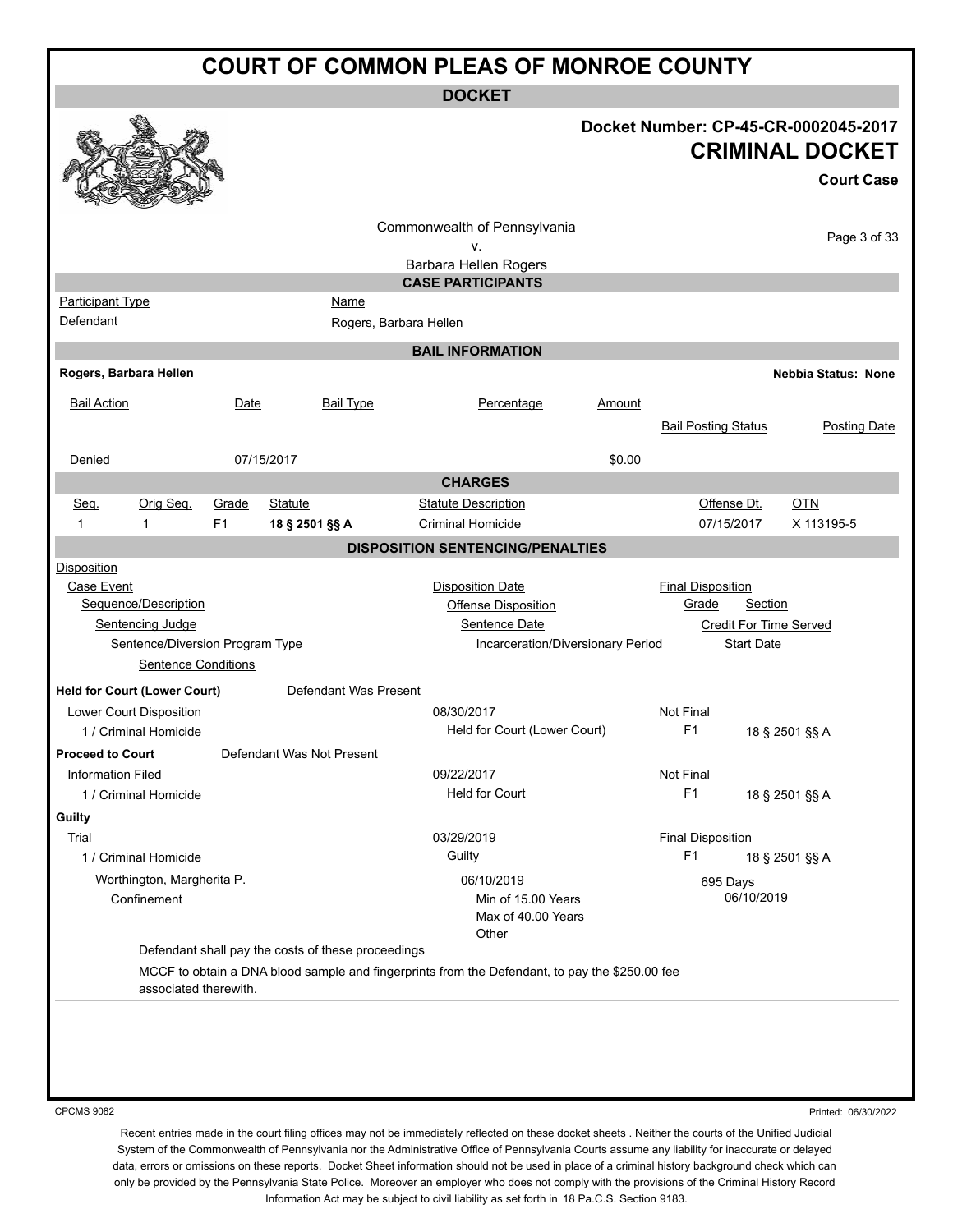# COURT OF COMMON PLEAS OF MONROE COUNTY

## DOCKET

**Docket Number: CP-45-CR-0002045-2017**

**CRIMINAL DOCKET**

**Court Case**

Commonwealth of Pennsylvania
v.
Barbara Hellen Rogers

## CASE PARTICIPANTS

| Participant Type | Name |
|---|---|
| Defendant | Rogers, Barbara Hellen |

## BAIL INFORMATION

**Rogers, Barbara Hellen** — **Nebbia Status: None**

| Bail Action | Date | Bail Type | Percentage | Amount | Bail Posting Status | Posting Date |
|---|---|---|---|---|---|---|
| Denied | 07/15/2017 | | | $0.00 | | |

## CHARGES

| Seq. | Orig Seq. | Grade | Statute | Statute Description | Offense Dt. | OTN |
|---|---|---|---|---|---|---|
| 1 | 1 | F1 | **18 § 2501 §§ A** | Criminal Homicide | 07/15/2017 | X 113195-5 |

## DISPOSITION SENTENCING/PENALTIES

Disposition
- Case Event
  - Sequence/Description
    - Sentencing Judge
      - Sentence/Diversion Program Type
        - Sentence Conditions

Disposition Date / Offense Disposition / Sentence Date / Incarceration/Diversionary Period

Final Disposition / Grade / Section / Credit For Time Served / Start Date

**Held for Court (Lower Court)** — Defendant Was Present

| | Disposition Date / Offense Disposition | Final Disposition / Grade / Section |
|---|---|---|
| Lower Court Disposition | 08/30/2017 | Not Final |
| 1 / Criminal Homicide | Held for Court (Lower Court) | F1 18 § 2501 §§ A |

**Proceed to Court** — Defendant Was Not Present

| | Disposition Date / Offense Disposition | Final Disposition / Grade / Section |
|---|---|---|
| Information Filed | 09/22/2017 | Not Final |
| 1 / Criminal Homicide | Held for Court | F1 18 § 2501 §§ A |

**Guilty**

| | Disposition Date / Offense Disposition / Sentence Date / Incarceration Period | Final Disposition / Grade / Section / Credit For Time Served / Start Date |
|---|---|---|
| Trial | 03/29/2019 | Final Disposition |
| 1 / Criminal Homicide | Guilty | F1 18 § 2501 §§ A |
| Worthington, Margherita P. | 06/10/2019 | 695 Days |
| Confinement | Min of 15.00 Years<br>Max of 40.00 Years<br>Other | 06/10/2019 |

Defendant shall pay the costs of these proceedings

MCCF to obtain a DNA blood sample and fingerprints from the Defendant, to pay the $250.00 fee associated therewith.

CPCMS 9082

Printed: 06/30/2022

Recent entries made in the court filing offices may not be immediately reflected on these docket sheets . Neither the courts of the Unified Judicial System of the Commonwealth of Pennsylvania nor the Administrative Office of Pennsylvania Courts assume any liability for inaccurate or delayed data, errors or omissions on these reports. Docket Sheet information should not be used in place of a criminal history background check which can only be provided by the Pennsylvania State Police. Moreover an employer who does not comply with the provisions of the Criminal History Record Information Act may be subject to civil liability as set forth in 18 Pa.C.S. Section 9183.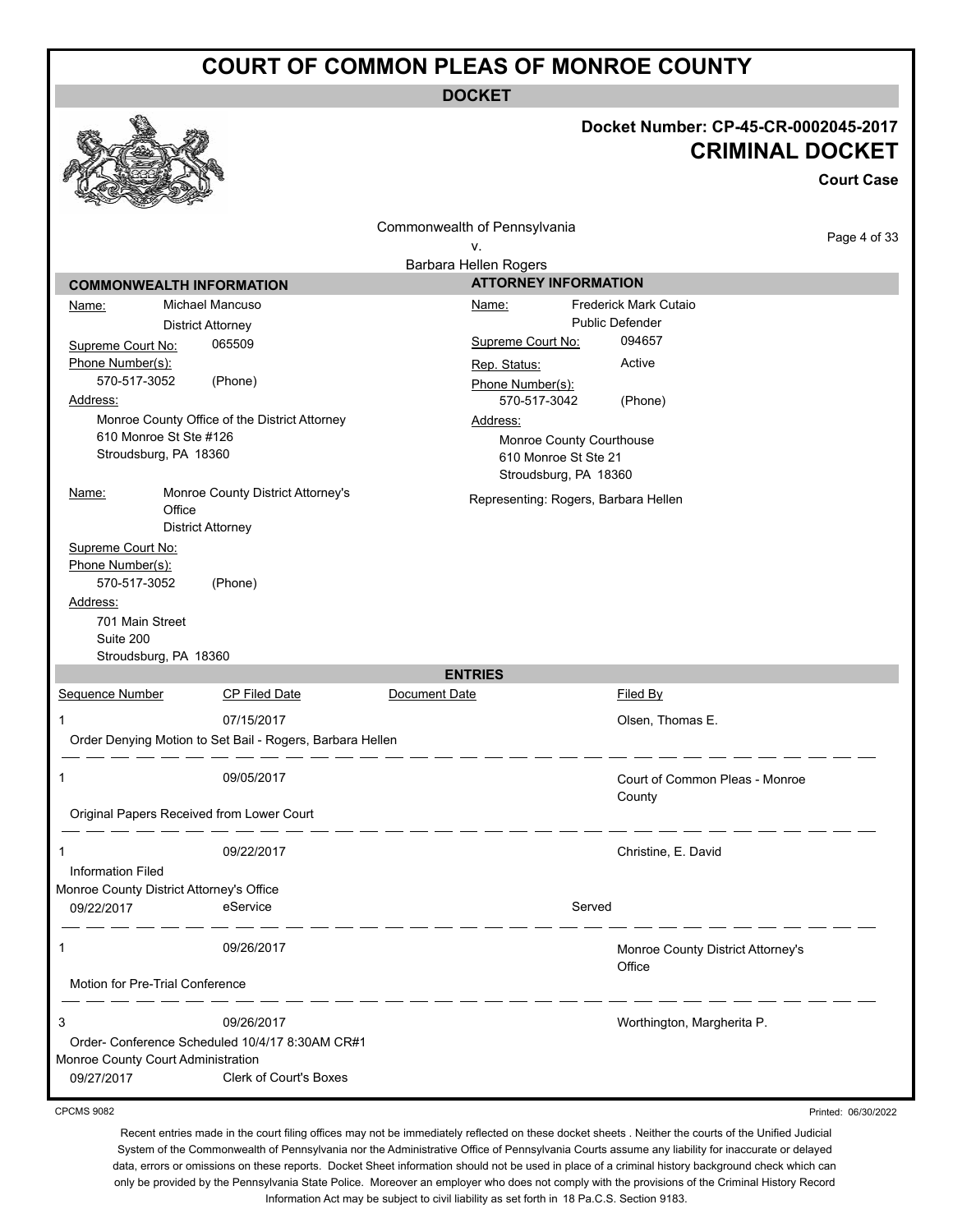# COURT OF COMMON PLEAS OF MONROE COUNTY

**DOCKET**

**Docket Number: CP-45-CR-0002045-2017**

**CRIMINAL DOCKET**

**Court Case**

Commonwealth of Pennsylvania
v.
Barbara Hellen Rogers

| COMMONWEALTH INFORMATION | ATTORNEY INFORMATION |
|---|---|
| Name: Michael Mancuso<br>District Attorney<br>Supreme Court No: 065509<br>Phone Number(s):<br>570-517-3052 (Phone)<br>Address:<br>Monroe County Office of the District Attorney<br>610 Monroe St Ste #126<br>Stroudsburg, PA 18360 | Name: Frederick Mark Cutaio<br>Public Defender<br>Supreme Court No: 094657<br>Rep. Status: Active<br>Phone Number(s):<br>570-517-3042 (Phone)<br>Address:<br>Monroe County Courthouse<br>610 Monroe St Ste 21<br>Stroudsburg, PA 18360<br>Representing: Rogers, Barbara Hellen |
| Name: Monroe County District Attorney's Office<br>District Attorney<br>Supreme Court No:<br>Phone Number(s):<br>570-517-3052 (Phone)<br>Address:<br>701 Main Street<br>Suite 200<br>Stroudsburg, PA 18360 | |

## ENTRIES

| Sequence Number | CP Filed Date | Document Date | Filed By |
|---|---|---|---|
| 1 | 07/15/2017 | | Olsen, Thomas E. |
| Order Denying Motion to Set Bail - Rogers, Barbara Hellen | | | |
| 1 | 09/05/2017 | | Court of Common Pleas - Monroe County |
| Original Papers Received from Lower Court | | | |
| 1 | 09/22/2017 | | Christine, E. David |
| Information Filed | | | |
| Monroe County District Attorney's Office | | | |
| 09/22/2017 | eService | Served | |
| 1 | 09/26/2017 | | Monroe County District Attorney's Office |
| Motion for Pre-Trial Conference | | | |
| 3 | 09/26/2017 | | Worthington, Margherita P. |
| Order- Conference Scheduled 10/4/17 8:30AM CR#1 | | | |
| Monroe County Court Administration | | | |
| 09/27/2017 | Clerk of Court's Boxes | | |

CPCMS 9082

Printed: 06/30/2022

Recent entries made in the court filing offices may not be immediately reflected on these docket sheets . Neither the courts of the Unified Judicial System of the Commonwealth of Pennsylvania nor the Administrative Office of Pennsylvania Courts assume any liability for inaccurate or delayed data, errors or omissions on these reports. Docket Sheet information should not be used in place of a criminal history background check which can only be provided by the Pennsylvania State Police. Moreover an employer who does not comply with the provisions of the Criminal History Record Information Act may be subject to civil liability as set forth in 18 Pa.C.S. Section 9183.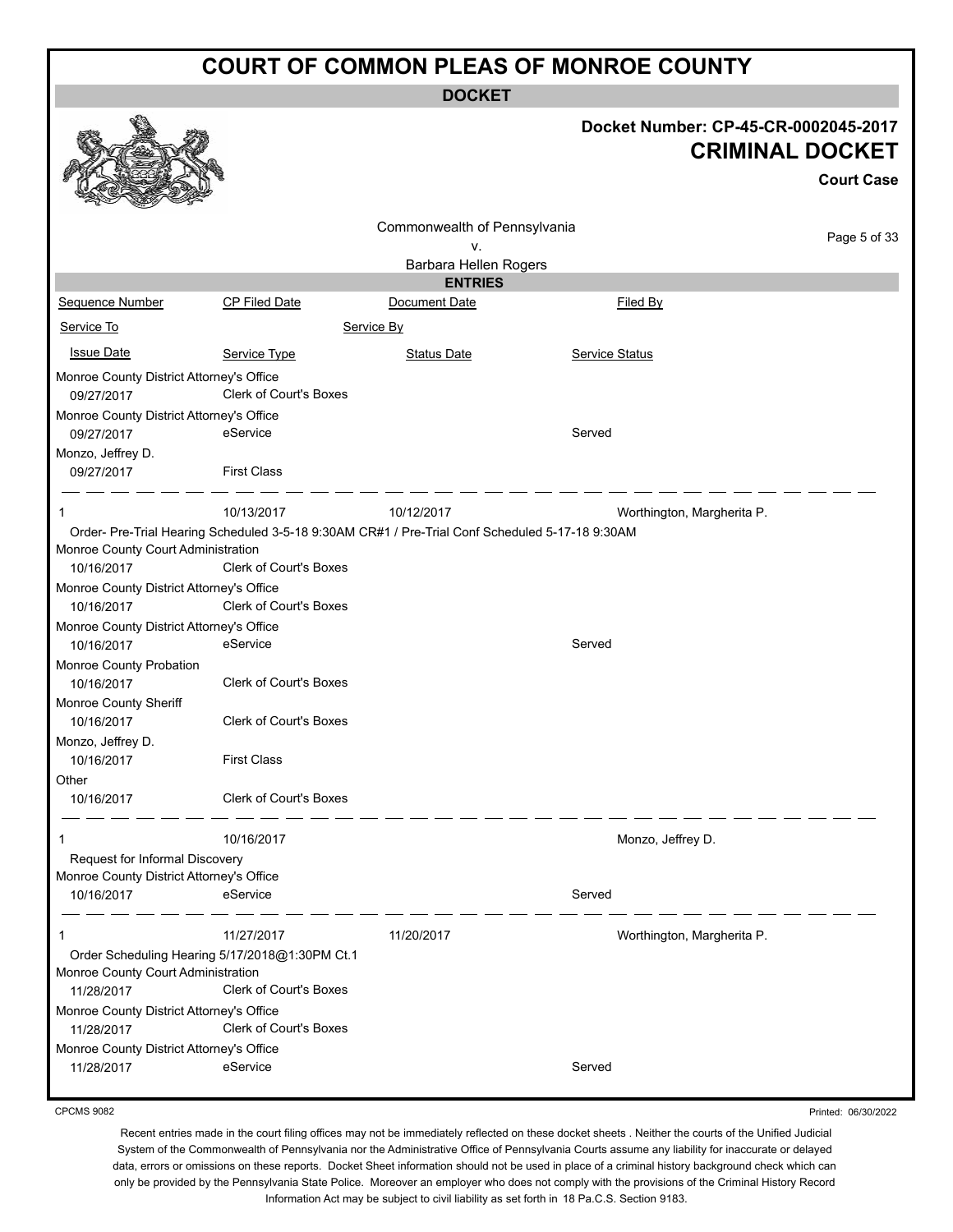# COURT OF COMMON PLEAS OF MONROE COUNTY

**DOCKET**

**Docket Number: CP-45-CR-0002045-2017**

**CRIMINAL DOCKET**

**Court Case**

Commonwealth of Pennsylvania
v.
Barbara Hellen Rogers

**ENTRIES**

| Sequence Number | CP Filed Date | Document Date | Filed By |
|---|---|---|---|
| Service To | Service By | | |
| Issue Date | Service Type | Status Date | Service Status |

| | | | |
|---|---|---|---|
| Monroe County District Attorney's Office | | | |
| 09/27/2017 | Clerk of Court's Boxes | | |
| Monroe County District Attorney's Office | | | |
| 09/27/2017 | eService | | Served |
| Monzo, Jeffrey D. | | | |
| 09/27/2017 | First Class | | |

| | | | |
|---|---|---|---|
| 1 | 10/13/2017 | 10/12/2017 | Worthington, Margherita P. |
| Order- Pre-Trial Hearing Scheduled 3-5-18 9:30AM CR#1 / Pre-Trial Conf Scheduled 5-17-18 9:30AM | | | |
| Monroe County Court Administration | | | |
| 10/16/2017 | Clerk of Court's Boxes | | |
| Monroe County District Attorney's Office | | | |
| 10/16/2017 | Clerk of Court's Boxes | | |
| Monroe County District Attorney's Office | | | |
| 10/16/2017 | eService | | Served |
| Monroe County Probation | | | |
| 10/16/2017 | Clerk of Court's Boxes | | |
| Monroe County Sheriff | | | |
| 10/16/2017 | Clerk of Court's Boxes | | |
| Monzo, Jeffrey D. | | | |
| 10/16/2017 | First Class | | |
| Other | | | |
| 10/16/2017 | Clerk of Court's Boxes | | |

| | | | |
|---|---|---|---|
| 1 | 10/16/2017 | | Monzo, Jeffrey D. |
| Request for Informal Discovery | | | |
| Monroe County District Attorney's Office | | | |
| 10/16/2017 | eService | | Served |

| | | | |
|---|---|---|---|
| 1 | 11/27/2017 | 11/20/2017 | Worthington, Margherita P. |
| Order Scheduling Hearing 5/17/2018@1:30PM Ct.1 | | | |
| Monroe County Court Administration | | | |
| 11/28/2017 | Clerk of Court's Boxes | | |
| Monroe County District Attorney's Office | | | |
| 11/28/2017 | Clerk of Court's Boxes | | |
| Monroe County District Attorney's Office | | | |
| 11/28/2017 | eService | | Served |

CPCMS 9082

Printed: 06/30/2022

Recent entries made in the court filing offices may not be immediately reflected on these docket sheets . Neither the courts of the Unified Judicial System of the Commonwealth of Pennsylvania nor the Administrative Office of Pennsylvania Courts assume any liability for inaccurate or delayed data, errors or omissions on these reports. Docket Sheet information should not be used in place of a criminal history background check which can only be provided by the Pennsylvania State Police. Moreover an employer who does not comply with the provisions of the Criminal History Record Information Act may be subject to civil liability as set forth in 18 Pa.C.S. Section 9183.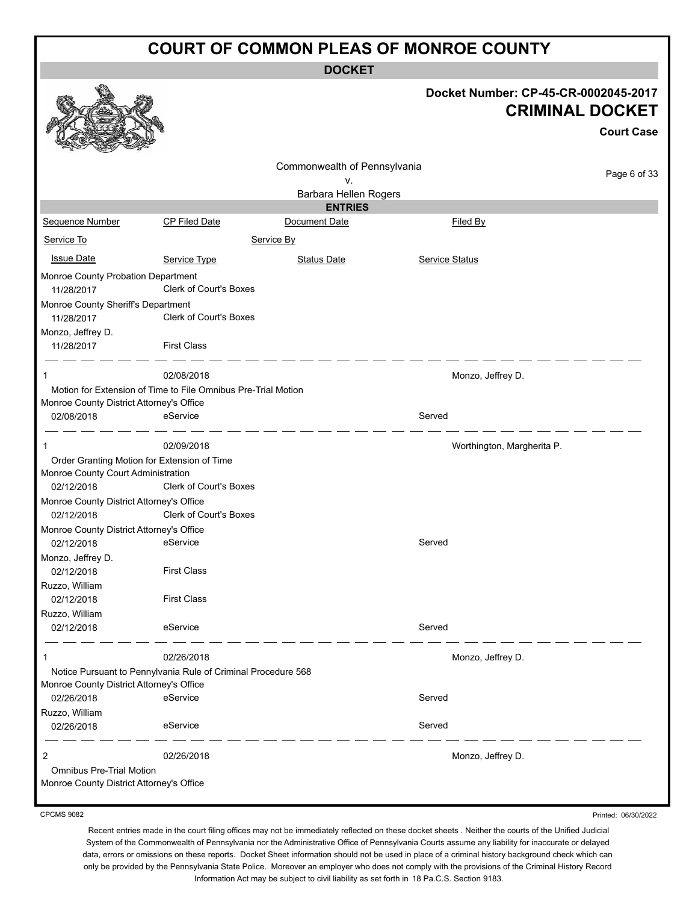# COURT OF COMMON PLEAS OF MONROE COUNTY

**DOCKET**

**Docket Number: CP-45-CR-0002045-2017**

**CRIMINAL DOCKET**

**Court Case**

Commonwealth of Pennsylvania
v.
Barbara Hellen Rogers

**ENTRIES**

| Sequence Number | CP Filed Date | Document Date | Filed By |
|---|---|---|---|
| Service To | | Service By | |
| Issue Date | Service Type | Status Date | Service Status |

Monroe County Probation Department
11/28/2017 — Clerk of Court's Boxes

Monroe County Sheriff's Department
11/28/2017 — Clerk of Court's Boxes

Monzo, Jeffrey D.
11/28/2017 — First Class

---

| 1 | 02/08/2018 | | Monzo, Jeffrey D. |
|---|---|---|---|

Motion for Extension of Time to File Omnibus Pre-Trial Motion

| Service To | Issue Date | Service Type | Service Status |
|---|---|---|---|
| Monroe County District Attorney's Office | 02/08/2018 | eService | Served |

---

| 1 | 02/09/2018 | | Worthington, Margherita P. |
|---|---|---|---|

Order Granting Motion for Extension of Time

| Service To | Issue Date | Service Type | Service Status |
|---|---|---|---|
| Monroe County Court Administration | 02/12/2018 | Clerk of Court's Boxes | |
| Monroe County District Attorney's Office | 02/12/2018 | Clerk of Court's Boxes | |
| Monroe County District Attorney's Office | 02/12/2018 | eService | Served |
| Monzo, Jeffrey D. | 02/12/2018 | First Class | |
| Ruzzo, William | 02/12/2018 | First Class | |
| Ruzzo, William | 02/12/2018 | eService | Served |

---

| 1 | 02/26/2018 | | Monzo, Jeffrey D. |
|---|---|---|---|

Notice Pursuant to Pennylvania Rule of Criminal Procedure 568

| Service To | Issue Date | Service Type | Service Status |
|---|---|---|---|
| Monroe County District Attorney's Office | 02/26/2018 | eService | Served |
| Ruzzo, William | 02/26/2018 | eService | Served |

---

| 2 | 02/26/2018 | | Monzo, Jeffrey D. |
|---|---|---|---|

Omnibus Pre-Trial Motion

Monroe County District Attorney's Office

CPCMS 9082 — Printed: 06/30/2022

Recent entries made in the court filing offices may not be immediately reflected on these docket sheets . Neither the courts of the Unified Judicial System of the Commonwealth of Pennsylvania nor the Administrative Office of Pennsylvania Courts assume any liability for inaccurate or delayed data, errors or omissions on these reports. Docket Sheet information should not be used in place of a criminal history background check which can only be provided by the Pennsylvania State Police. Moreover an employer who does not comply with the provisions of the Criminal History Record Information Act may be subject to civil liability as set forth in 18 Pa.C.S. Section 9183.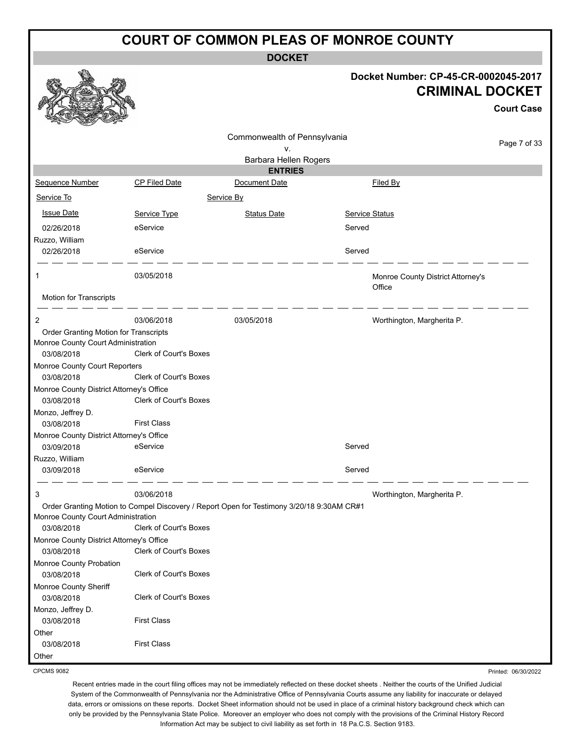# COURT OF COMMON PLEAS OF MONROE COUNTY

## DOCKET

**Docket Number: CP-45-CR-0002045-2017**

**CRIMINAL DOCKET**

**Court Case**

Commonwealth of Pennsylvania
v.
Barbara Hellen Rogers

### ENTRIES

| Sequence Number | CP Filed Date | Document Date | Filed By |
|---|---|---|---|
| Service To | | Service By | |
| Issue Date | Service Type | Status Date | Service Status |

| | | | |
|---|---|---|---|
| 02/26/2018 | eService | | Served |
| Ruzzo, William | | | |
| 02/26/2018 | eService | | Served |

| | | | |
|---|---|---|---|
| 1 | 03/05/2018 | | Monroe County District Attorney's Office |
| Motion for Transcripts | | | |

| | | | |
|---|---|---|---|
| 2 | 03/06/2018 | 03/05/2018 | Worthington, Margherita P. |
| Order Granting Motion for Transcripts | | | |
| Monroe County Court Administration | | | |
| 03/08/2018 | Clerk of Court's Boxes | | |
| Monroe County Court Reporters | | | |
| 03/08/2018 | Clerk of Court's Boxes | | |
| Monroe County District Attorney's Office | | | |
| 03/08/2018 | Clerk of Court's Boxes | | |
| Monzo, Jeffrey D. | | | |
| 03/08/2018 | First Class | | |
| Monroe County District Attorney's Office | | | |
| 03/09/2018 | eService | | Served |
| Ruzzo, William | | | |
| 03/09/2018 | eService | | Served |

| | | | |
|---|---|---|---|
| 3 | 03/06/2018 | | Worthington, Margherita P. |
| Order Granting Motion to Compel Discovery / Report Open for Testimony 3/20/18 9:30AM CR#1 | | | |
| Monroe County Court Administration | | | |
| 03/08/2018 | Clerk of Court's Boxes | | |
| Monroe County District Attorney's Office | | | |
| 03/08/2018 | Clerk of Court's Boxes | | |
| Monroe County Probation | | | |
| 03/08/2018 | Clerk of Court's Boxes | | |
| Monroe County Sheriff | | | |
| 03/08/2018 | Clerk of Court's Boxes | | |
| Monzo, Jeffrey D. | | | |
| 03/08/2018 | First Class | | |
| Other | | | |
| 03/08/2018 | First Class | | |
| Other | | | |

CPCMS 9082

Printed: 06/30/2022

Recent entries made in the court filing offices may not be immediately reflected on these docket sheets . Neither the courts of the Unified Judicial System of the Commonwealth of Pennsylvania nor the Administrative Office of Pennsylvania Courts assume any liability for inaccurate or delayed data, errors or omissions on these reports. Docket Sheet information should not be used in place of a criminal history background check which can only be provided by the Pennsylvania State Police. Moreover an employer who does not comply with the provisions of the Criminal History Record Information Act may be subject to civil liability as set forth in 18 Pa.C.S. Section 9183.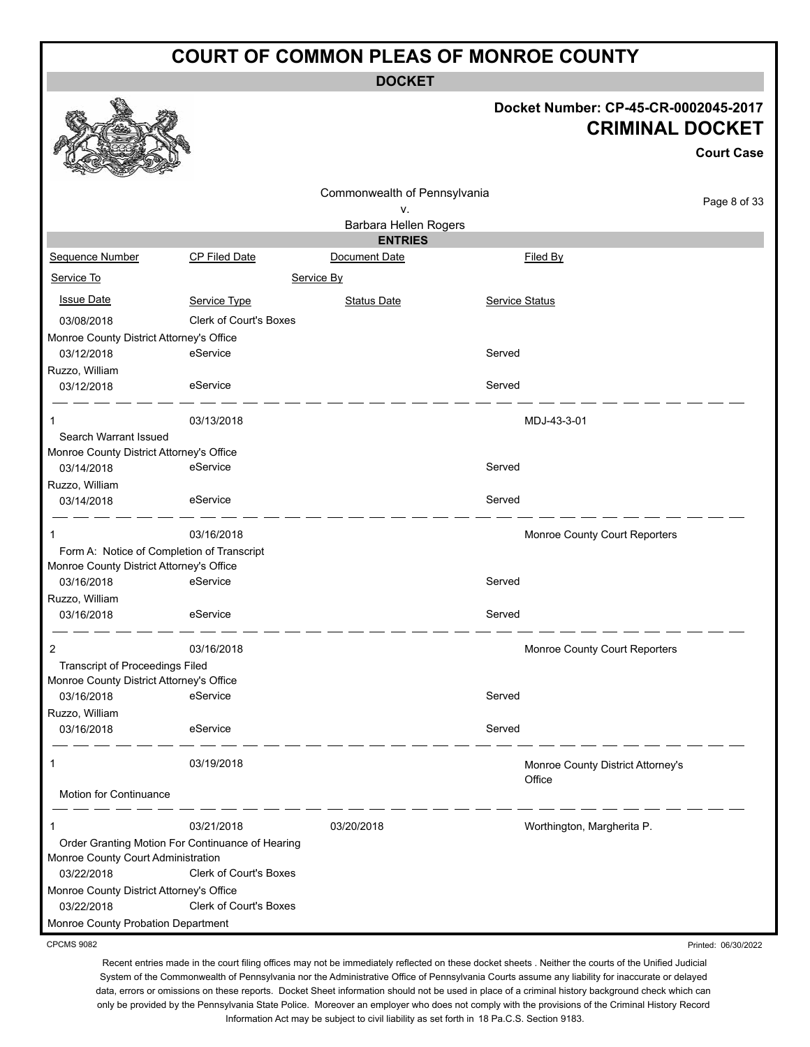# COURT OF COMMON PLEAS OF MONROE COUNTY

**DOCKET**

**Docket Number: CP-45-CR-0002045-2017**

**CRIMINAL DOCKET**

**Court Case**

Commonwealth of Pennsylvania
v.
Barbara Hellen Rogers

**ENTRIES**

| Sequence Number | CP Filed Date | Document Date | Filed By |
|---|---|---|---|
| Service To | | Service By | |
| Issue Date | Service Type | Status Date | Service Status |
| 03/08/2018 | Clerk of Court's Boxes | | |
| Monroe County District Attorney's Office | | | |
| 03/12/2018 | eService | | Served |
| Ruzzo, William | | | |
| 03/12/2018 | eService | | Served |
| 1 | 03/13/2018 | | MDJ-43-3-01 |
| Search Warrant Issued | | | |
| Monroe County District Attorney's Office | | | |
| 03/14/2018 | eService | | Served |
| Ruzzo, William | | | |
| 03/14/2018 | eService | | Served |
| 1 | 03/16/2018 | | Monroe County Court Reporters |
| Form A: Notice of Completion of Transcript | | | |
| Monroe County District Attorney's Office | | | |
| 03/16/2018 | eService | | Served |
| Ruzzo, William | | | |
| 03/16/2018 | eService | | Served |
| 2 | 03/16/2018 | | Monroe County Court Reporters |
| Transcript of Proceedings Filed | | | |
| Monroe County District Attorney's Office | | | |
| 03/16/2018 | eService | | Served |
| Ruzzo, William | | | |
| 03/16/2018 | eService | | Served |
| 1 | 03/19/2018 | | Monroe County District Attorney's Office |
| Motion for Continuance | | | |
| 1 | 03/21/2018 | 03/20/2018 | Worthington, Margherita P. |
| Order Granting Motion For Continuance of Hearing | | | |
| Monroe County Court Administration | | | |
| 03/22/2018 | Clerk of Court's Boxes | | |
| Monroe County District Attorney's Office | | | |
| 03/22/2018 | Clerk of Court's Boxes | | |
| Monroe County Probation Department | | | |

CPCMS 9082

Printed: 06/30/2022

Recent entries made in the court filing offices may not be immediately reflected on these docket sheets . Neither the courts of the Unified Judicial System of the Commonwealth of Pennsylvania nor the Administrative Office of Pennsylvania Courts assume any liability for inaccurate or delayed data, errors or omissions on these reports. Docket Sheet information should not be used in place of a criminal history background check which can only be provided by the Pennsylvania State Police. Moreover an employer who does not comply with the provisions of the Criminal History Record Information Act may be subject to civil liability as set forth in 18 Pa.C.S. Section 9183.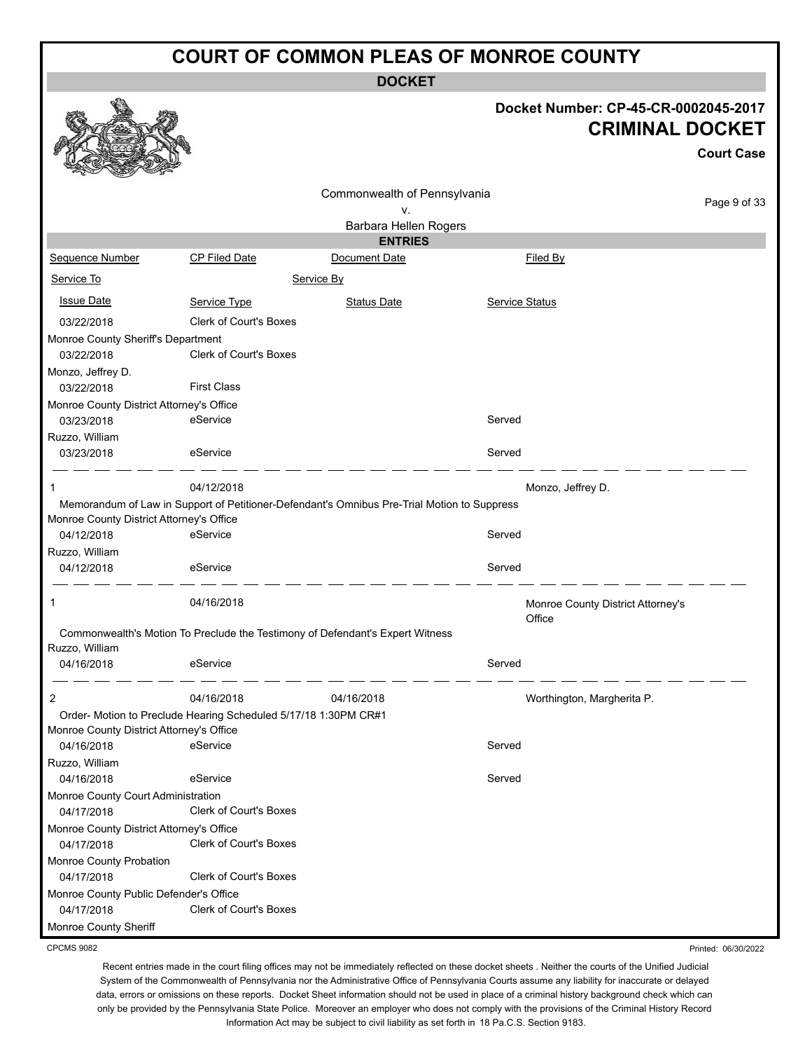# COURT OF COMMON PLEAS OF MONROE COUNTY

## DOCKET

**Docket Number: CP-45-CR-0002045-2017**

**CRIMINAL DOCKET**

**Court Case**

Commonwealth of Pennsylvania
v.
Barbara Hellen Rogers

### ENTRIES

| Sequence Number | CP Filed Date | Document Date | | Filed By |
|---|---|---|---|---|
| Service To | | Service By | | |
| Issue Date | Service Type | Status Date | Service Status | |
| 03/22/2018 | Clerk of Court's Boxes | | | |
| Monroe County Sheriff's Department | | | | |
| 03/22/2018 | Clerk of Court's Boxes | | | |
| Monzo, Jeffrey D. | | | | |
| 03/22/2018 | First Class | | | |
| Monroe County District Attorney's Office | | | | |
| 03/23/2018 | eService | | Served | |
| Ruzzo, William | | | | |
| 03/23/2018 | eService | | Served | |
| 1 | 04/12/2018 | | | Monzo, Jeffrey D. |
| Memorandum of Law in Support of Petitioner-Defendant's Omnibus Pre-Trial Motion to Suppress | | | | |
| Monroe County District Attorney's Office | | | | |
| 04/12/2018 | eService | | Served | |
| Ruzzo, William | | | | |
| 04/12/2018 | eService | | Served | |
| 1 | 04/16/2018 | | | Monroe County District Attorney's Office |
| Commonwealth's Motion To Preclude the Testimony of Defendant's Expert Witness | | | | |
| Ruzzo, William | | | | |
| 04/16/2018 | eService | | Served | |
| 2 | 04/16/2018 | 04/16/2018 | | Worthington, Margherita P. |
| Order- Motion to Preclude Hearing Scheduled 5/17/18 1:30PM CR#1 | | | | |
| Monroe County District Attorney's Office | | | | |
| 04/16/2018 | eService | | Served | |
| Ruzzo, William | | | | |
| 04/16/2018 | eService | | Served | |
| Monroe County Court Administration | | | | |
| 04/17/2018 | Clerk of Court's Boxes | | | |
| Monroe County District Attorney's Office | | | | |
| 04/17/2018 | Clerk of Court's Boxes | | | |
| Monroe County Probation | | | | |
| 04/17/2018 | Clerk of Court's Boxes | | | |
| Monroe County Public Defender's Office | | | | |
| 04/17/2018 | Clerk of Court's Boxes | | | |
| Monroe County Sheriff | | | | |

CPCMS 9082

Printed: 06/30/2022

Recent entries made in the court filing offices may not be immediately reflected on these docket sheets . Neither the courts of the Unified Judicial System of the Commonwealth of Pennsylvania nor the Administrative Office of Pennsylvania Courts assume any liability for inaccurate or delayed data, errors or omissions on these reports. Docket Sheet information should not be used in place of a criminal history background check which can only be provided by the Pennsylvania State Police. Moreover an employer who does not comply with the provisions of the Criminal History Record Information Act may be subject to civil liability as set forth in 18 Pa.C.S. Section 9183.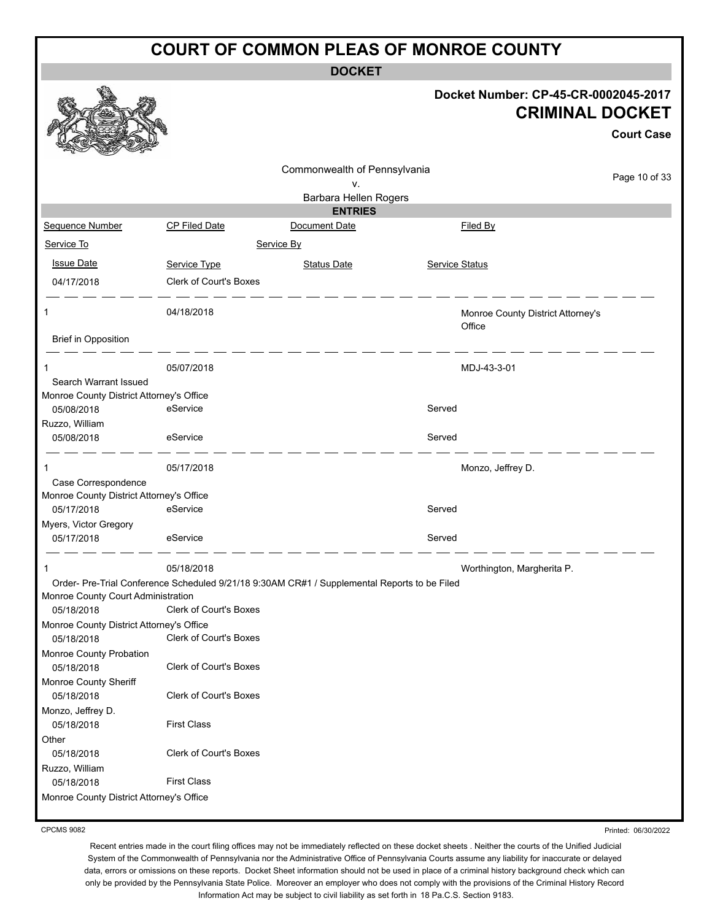# COURT OF COMMON PLEAS OF MONROE COUNTY

**DOCKET**

**Docket Number: CP-45-CR-0002045-2017**

**CRIMINAL DOCKET**

**Court Case**

Commonwealth of Pennsylvania
v.
Barbara Hellen Rogers

**ENTRIES**

| Sequence Number | CP Filed Date | Document Date | Filed By |
|---|---|---|---|
| Service To | | Service By | |
| Issue Date | Service Type | Status Date | Service Status |
| 04/17/2018 | Clerk of Court's Boxes | | |
| 1 | 04/18/2018 | | Monroe County District Attorney's Office |
| Brief in Opposition | | | |
| 1 | 05/07/2018 | | MDJ-43-3-01 |
| Search Warrant Issued | | | |
| Monroe County District Attorney's Office | | | |
| 05/08/2018 | eService | | Served |
| Ruzzo, William | | | |
| 05/08/2018 | eService | | Served |
| 1 | 05/17/2018 | | Monzo, Jeffrey D. |
| Case Correspondence | | | |
| Monroe County District Attorney's Office | | | |
| 05/17/2018 | eService | | Served |
| Myers, Victor Gregory | | | |
| 05/17/2018 | eService | | Served |
| 1 | 05/18/2018 | | Worthington, Margherita P. |
| Order- Pre-Trial Conference Scheduled 9/21/18 9:30AM CR#1 / Supplemental Reports to be Filed | | | |
| Monroe County Court Administration | | | |
| 05/18/2018 | Clerk of Court's Boxes | | |
| Monroe County District Attorney's Office | | | |
| 05/18/2018 | Clerk of Court's Boxes | | |
| Monroe County Probation | | | |
| 05/18/2018 | Clerk of Court's Boxes | | |
| Monroe County Sheriff | | | |
| 05/18/2018 | Clerk of Court's Boxes | | |
| Monzo, Jeffrey D. | | | |
| 05/18/2018 | First Class | | |
| Other | | | |
| 05/18/2018 | Clerk of Court's Boxes | | |
| Ruzzo, William | | | |
| 05/18/2018 | First Class | | |
| Monroe County District Attorney's Office | | | |

CPCMS 9082

Printed: 06/30/2022

Recent entries made in the court filing offices may not be immediately reflected on these docket sheets . Neither the courts of the Unified Judicial System of the Commonwealth of Pennsylvania nor the Administrative Office of Pennsylvania Courts assume any liability for inaccurate or delayed data, errors or omissions on these reports. Docket Sheet information should not be used in place of a criminal history background check which can only be provided by the Pennsylvania State Police. Moreover an employer who does not comply with the provisions of the Criminal History Record Information Act may be subject to civil liability as set forth in 18 Pa.C.S. Section 9183.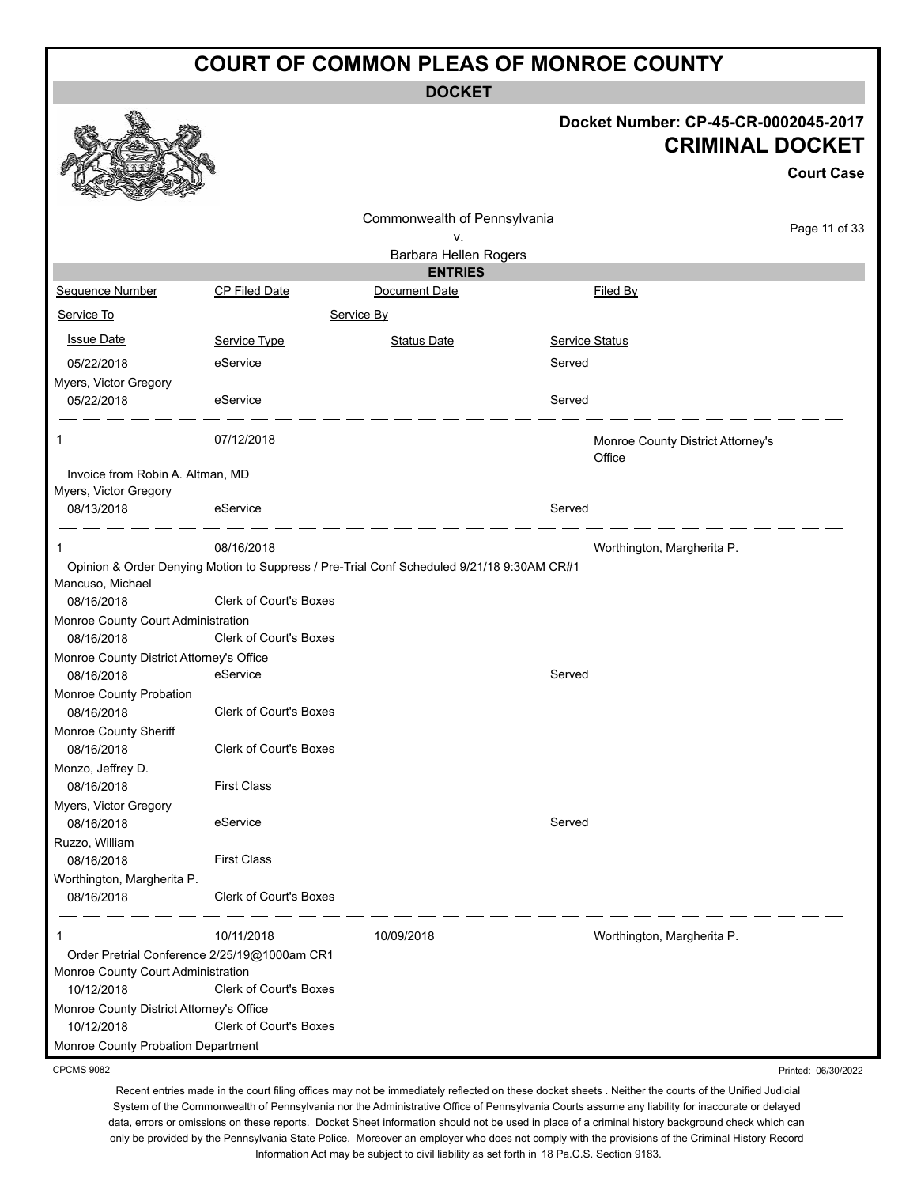# COURT OF COMMON PLEAS OF MONROE COUNTY

**DOCKET**

**Docket Number: CP-45-CR-0002045-2017**

**CRIMINAL DOCKET**

**Court Case**

Commonwealth of Pennsylvania
v.
Barbara Hellen Rogers

**ENTRIES**

| Sequence Number | CP Filed Date | Document Date | Filed By |
|---|---|---|---|
| Service To | | Service By | |
| Issue Date | Service Type | Status Date | Service Status |
| 05/22/2018 | eService | | Served |
| Myers, Victor Gregory | | | |
| 05/22/2018 | eService | | Served |
| 1 | 07/12/2018 | | Monroe County District Attorney's Office |
| Invoice from Robin A. Altman, MD | | | |
| Myers, Victor Gregory | | | |
| 08/13/2018 | eService | | Served |
| 1 | 08/16/2018 | | Worthington, Margherita P. |
| Opinion & Order Denying Motion to Suppress / Pre-Trial Conf Scheduled 9/21/18 9:30AM CR#1 | | | |
| Mancuso, Michael | | | |
| 08/16/2018 | Clerk of Court's Boxes | | |
| Monroe County Court Administration | | | |
| 08/16/2018 | Clerk of Court's Boxes | | |
| Monroe County District Attorney's Office | | | |
| 08/16/2018 | eService | | Served |
| Monroe County Probation | | | |
| 08/16/2018 | Clerk of Court's Boxes | | |
| Monroe County Sheriff | | | |
| 08/16/2018 | Clerk of Court's Boxes | | |
| Monzo, Jeffrey D. | | | |
| 08/16/2018 | First Class | | |
| Myers, Victor Gregory | | | |
| 08/16/2018 | eService | | Served |
| Ruzzo, William | | | |
| 08/16/2018 | First Class | | |
| Worthington, Margherita P. | | | |
| 08/16/2018 | Clerk of Court's Boxes | | |
| 1 | 10/11/2018 | 10/09/2018 | Worthington, Margherita P. |
| Order Pretrial Conference 2/25/19@1000am CR1 | | | |
| Monroe County Court Administration | | | |
| 10/12/2018 | Clerk of Court's Boxes | | |
| Monroe County District Attorney's Office | | | |
| 10/12/2018 | Clerk of Court's Boxes | | |
| Monroe County Probation Department | | | |

CPCMS 9082

Printed: 06/30/2022

Recent entries made in the court filing offices may not be immediately reflected on these docket sheets . Neither the courts of the Unified Judicial System of the Commonwealth of Pennsylvania nor the Administrative Office of Pennsylvania Courts assume any liability for inaccurate or delayed data, errors or omissions on these reports. Docket Sheet information should not be used in place of a criminal history background check which can only be provided by the Pennsylvania State Police. Moreover an employer who does not comply with the provisions of the Criminal History Record Information Act may be subject to civil liability as set forth in 18 Pa.C.S. Section 9183.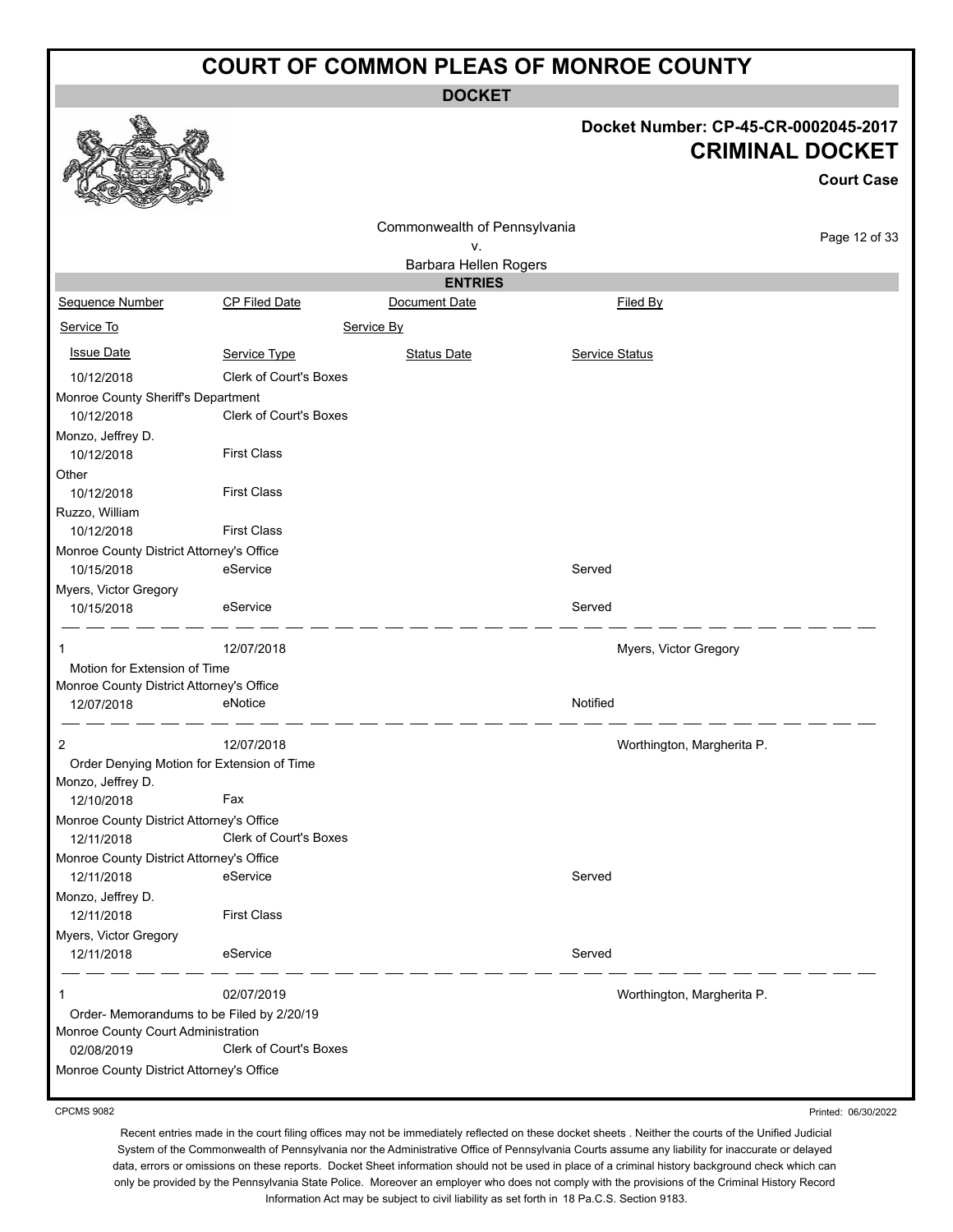# COURT OF COMMON PLEAS OF MONROE COUNTY

## DOCKET

**Docket Number: CP-45-CR-0002045-2017**

**CRIMINAL DOCKET**

**Court Case**

Commonwealth of Pennsylvania
v.
Barbara Hellen Rogers

### ENTRIES

| Sequence Number | CP Filed Date | Document Date | Filed By |
|---|---|---|---|
| Service To | | Service By | |
| Issue Date | Service Type | Status Date | Service Status |
| 10/12/2018 | Clerk of Court's Boxes | | |
| Monroe County Sheriff's Department | | | |
| 10/12/2018 | Clerk of Court's Boxes | | |
| Monzo, Jeffrey D. | | | |
| 10/12/2018 | First Class | | |
| Other | | | |
| 10/12/2018 | First Class | | |
| Ruzzo, William | | | |
| 10/12/2018 | First Class | | |
| Monroe County District Attorney's Office | | | |
| 10/15/2018 | eService | | Served |
| Myers, Victor Gregory | | | |
| 10/15/2018 | eService | | Served |
| 1 | 12/07/2018 | | Myers, Victor Gregory |
| Motion for Extension of Time | | | |
| Monroe County District Attorney's Office | | | |
| 12/07/2018 | eNotice | | Notified |
| 2 | 12/07/2018 | | Worthington, Margherita P. |
| Order Denying Motion for Extension of Time | | | |
| Monzo, Jeffrey D. | | | |
| 12/10/2018 | Fax | | |
| Monroe County District Attorney's Office | | | |
| 12/11/2018 | Clerk of Court's Boxes | | |
| Monroe County District Attorney's Office | | | |
| 12/11/2018 | eService | | Served |
| Monzo, Jeffrey D. | | | |
| 12/11/2018 | First Class | | |
| Myers, Victor Gregory | | | |
| 12/11/2018 | eService | | Served |
| 1 | 02/07/2019 | | Worthington, Margherita P. |
| Order- Memorandums to be Filed by 2/20/19 | | | |
| Monroe County Court Administration | | | |
| 02/08/2019 | Clerk of Court's Boxes | | |
| Monroe County District Attorney's Office | | | |

CPCMS 9082

Printed: 06/30/2022

Recent entries made in the court filing offices may not be immediately reflected on these docket sheets . Neither the courts of the Unified Judicial System of the Commonwealth of Pennsylvania nor the Administrative Office of Pennsylvania Courts assume any liability for inaccurate or delayed data, errors or omissions on these reports. Docket Sheet information should not be used in place of a criminal history background check which can only be provided by the Pennsylvania State Police. Moreover an employer who does not comply with the provisions of the Criminal History Record Information Act may be subject to civil liability as set forth in 18 Pa.C.S. Section 9183.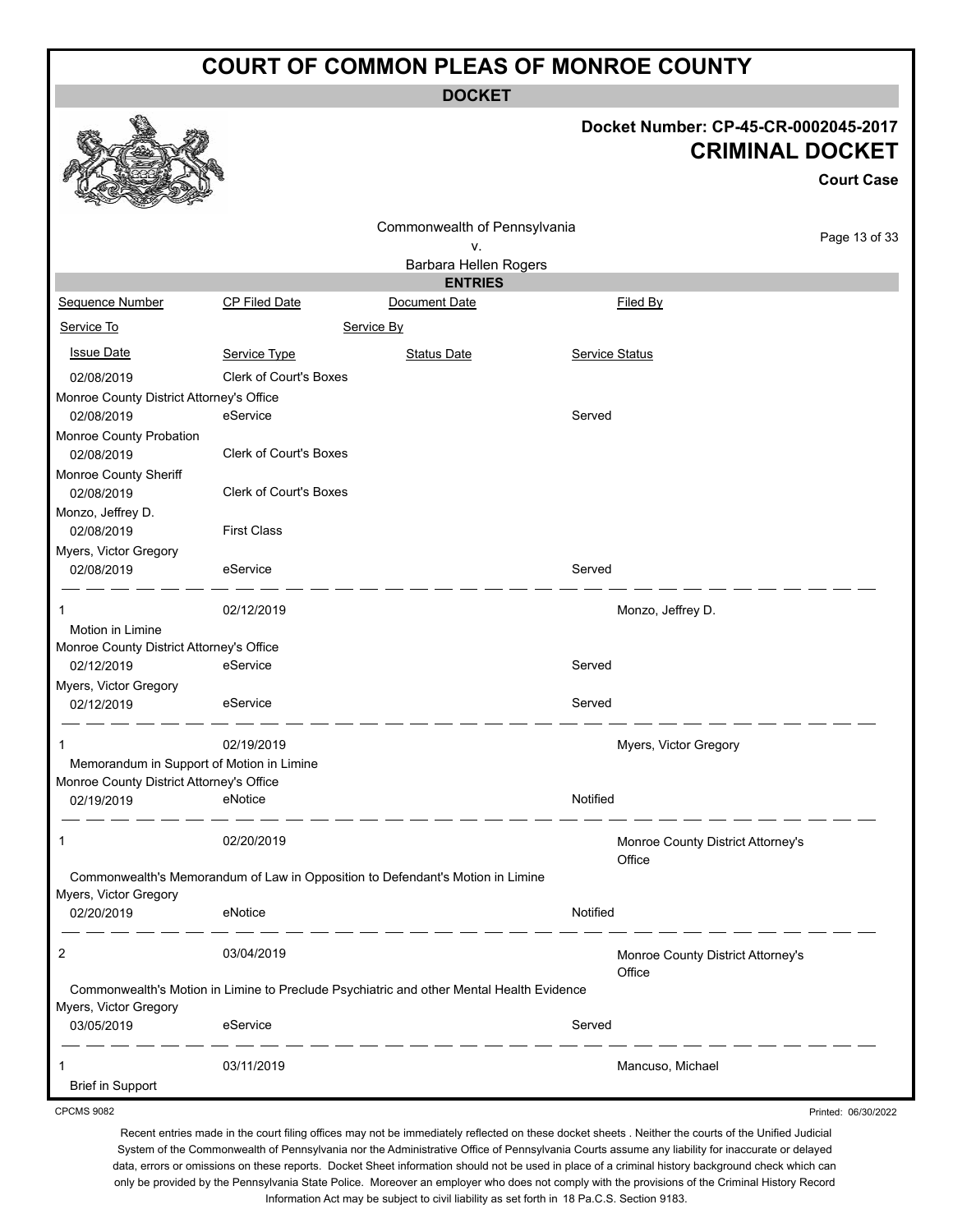# COURT OF COMMON PLEAS OF MONROE COUNTY

**DOCKET**

**Docket Number: CP-45-CR-0002045-2017**

**CRIMINAL DOCKET**

**Court Case**

Commonwealth of Pennsylvania
v.
Barbara Hellen Rogers

**ENTRIES**

| Sequence Number | CP Filed Date | Document Date | Filed By |
|---|---|---|---|
| Service To | | Service By | |
| Issue Date | Service Type | Status Date | Service Status |
| 02/08/2019 | Clerk of Court's Boxes | | |
| Monroe County District Attorney's Office | | | |
| 02/08/2019 | eService | | Served |
| Monroe County Probation | | | |
| 02/08/2019 | Clerk of Court's Boxes | | |
| Monroe County Sheriff | | | |
| 02/08/2019 | Clerk of Court's Boxes | | |
| Monzo, Jeffrey D. | | | |
| 02/08/2019 | First Class | | |
| Myers, Victor Gregory | | | |
| 02/08/2019 | eService | | Served |
| 1 | 02/12/2019 | | Monzo, Jeffrey D. |
| Motion in Limine | | | |
| Monroe County District Attorney's Office | | | |
| 02/12/2019 | eService | | Served |
| Myers, Victor Gregory | | | |
| 02/12/2019 | eService | | Served |
| 1 | 02/19/2019 | | Myers, Victor Gregory |
| Memorandum in Support of Motion in Limine | | | |
| Monroe County District Attorney's Office | | | |
| 02/19/2019 | eNotice | | Notified |
| 1 | 02/20/2019 | | Monroe County District Attorney's Office |
| Commonwealth's Memorandum of Law in Opposition to Defendant's Motion in Limine | | | |
| Myers, Victor Gregory | | | |
| 02/20/2019 | eNotice | | Notified |
| 2 | 03/04/2019 | | Monroe County District Attorney's Office |
| Commonwealth's Motion in Limine to Preclude Psychiatric and other Mental Health Evidence | | | |
| Myers, Victor Gregory | | | |
| 03/05/2019 | eService | | Served |
| 1 | 03/11/2019 | | Mancuso, Michael |
| Brief in Support | | | |

CPCMS 9082

Printed: 06/30/2022

Recent entries made in the court filing offices may not be immediately reflected on these docket sheets . Neither the courts of the Unified Judicial System of the Commonwealth of Pennsylvania nor the Administrative Office of Pennsylvania Courts assume any liability for inaccurate or delayed data, errors or omissions on these reports. Docket Sheet information should not be used in place of a criminal history background check which can only be provided by the Pennsylvania State Police. Moreover an employer who does not comply with the provisions of the Criminal History Record Information Act may be subject to civil liability as set forth in 18 Pa.C.S. Section 9183.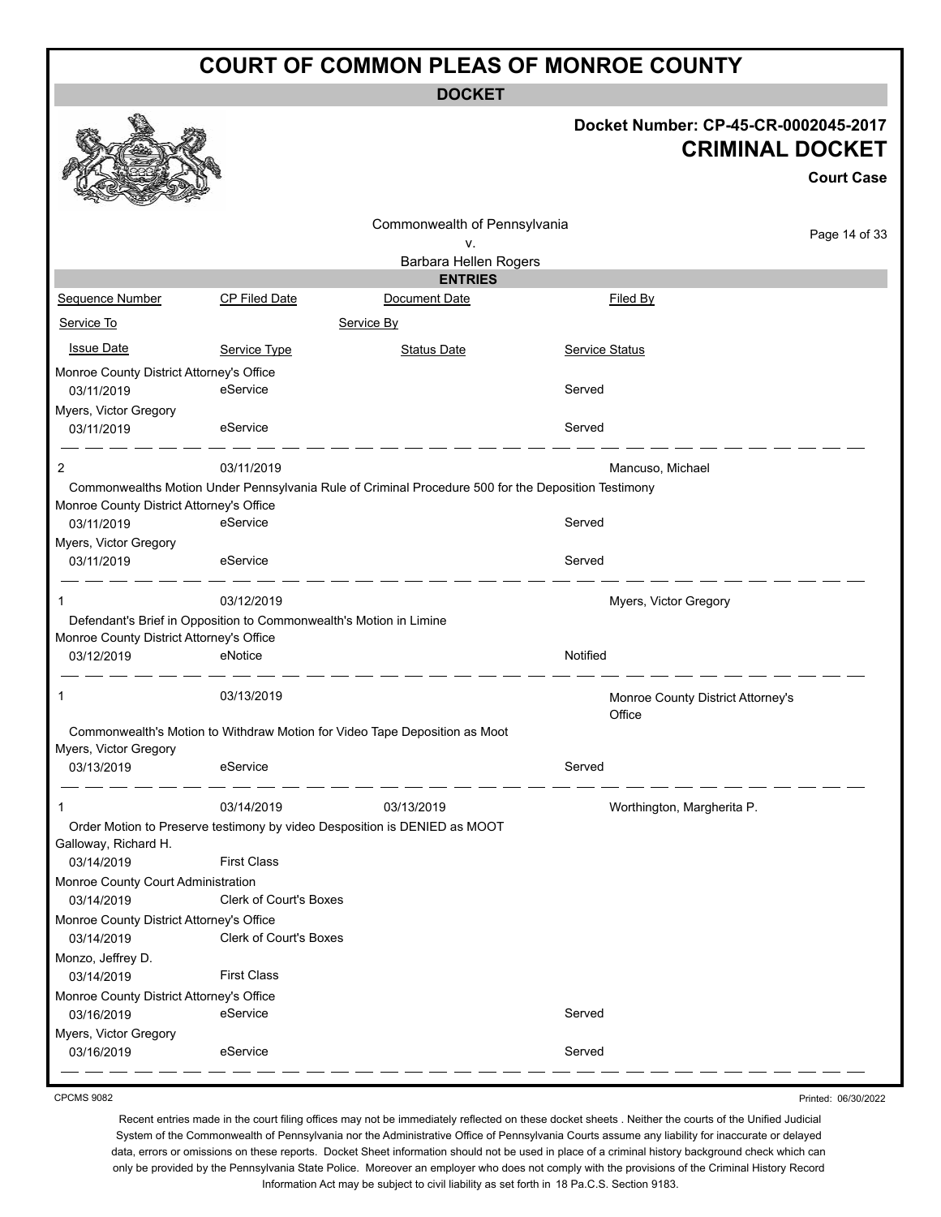# COURT OF COMMON PLEAS OF MONROE COUNTY

**DOCKET**

**Docket Number: CP-45-CR-0002045-2017**

**CRIMINAL DOCKET**

**Court Case**

Commonwealth of Pennsylvania
v.
Barbara Hellen Rogers

**ENTRIES**

| Sequence Number | CP Filed Date | Document Date | Filed By |
|---|---|---|---|
| Service To | | Service By | |
| Issue Date | Service Type | Status Date | Service Status |

| | | | |
|---|---|---|---|
| Monroe County District Attorney's Office | | | |
| 03/11/2019 | eService | | Served |
| Myers, Victor Gregory | | | |
| 03/11/2019 | eService | | Served |

| | | | |
|---|---|---|---|
| 2 | 03/11/2019 | | Mancuso, Michael |
| Commonwealths Motion Under Pennsylvania Rule of Criminal Procedure 500 for the Deposition Testimony | | | |
| Monroe County District Attorney's Office | | | |
| 03/11/2019 | eService | | Served |
| Myers, Victor Gregory | | | |
| 03/11/2019 | eService | | Served |

| | | | |
|---|---|---|---|
| 1 | 03/12/2019 | | Myers, Victor Gregory |
| Defendant's Brief in Opposition to Commonwealth's Motion in Limine | | | |
| Monroe County District Attorney's Office | | | |
| 03/12/2019 | eNotice | | Notified |

| | | | |
|---|---|---|---|
| 1 | 03/13/2019 | | Monroe County District Attorney's Office |
| Commonwealth's Motion to Withdraw Motion for Video Tape Deposition as Moot | | | |
| Myers, Victor Gregory | | | |
| 03/13/2019 | eService | | Served |

| | | | |
|---|---|---|---|
| 1 | 03/14/2019 | 03/13/2019 | Worthington, Margherita P. |
| Order Motion to Preserve testimony by video Desposition is DENIED as MOOT | | | |
| Galloway, Richard H. | | | |
| 03/14/2019 | First Class | | |
| Monroe County Court Administration | | | |
| 03/14/2019 | Clerk of Court's Boxes | | |
| Monroe County District Attorney's Office | | | |
| 03/14/2019 | Clerk of Court's Boxes | | |
| Monzo, Jeffrey D. | | | |
| 03/14/2019 | First Class | | |
| Monroe County District Attorney's Office | | | |
| 03/16/2019 | eService | | Served |
| Myers, Victor Gregory | | | |
| 03/16/2019 | eService | | Served |

CPCMS 9082

Printed: 06/30/2022

Recent entries made in the court filing offices may not be immediately reflected on these docket sheets . Neither the courts of the Unified Judicial System of the Commonwealth of Pennsylvania nor the Administrative Office of Pennsylvania Courts assume any liability for inaccurate or delayed data, errors or omissions on these reports. Docket Sheet information should not be used in place of a criminal history background check which can only be provided by the Pennsylvania State Police. Moreover an employer who does not comply with the provisions of the Criminal History Record Information Act may be subject to civil liability as set forth in 18 Pa.C.S. Section 9183.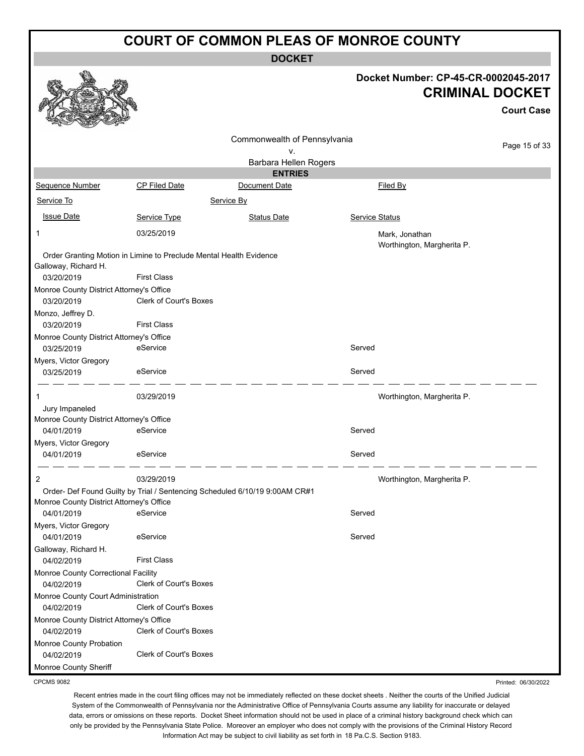# COURT OF COMMON PLEAS OF MONROE COUNTY

**DOCKET**

**Docket Number: CP-45-CR-0002045-2017**

**CRIMINAL DOCKET**

**Court Case**

Commonwealth of Pennsylvania
v.
Barbara Hellen Rogers

## ENTRIES

| Sequence Number | CP Filed Date | Document Date | Filed By |
|---|---|---|---|
| Service To | | Service By | |
| Issue Date | Service Type | Status Date | Service Status |

**1** — 03/25/2019 — Mark, Jonathan; Worthington, Margherita P.

Order Granting Motion in Limine to Preclude Mental Health Evidence

| Service To | Issue Date | Service Type | Service Status |
|---|---|---|---|
| Galloway, Richard H. | 03/20/2019 | First Class | |
| Monroe County District Attorney's Office | 03/20/2019 | Clerk of Court's Boxes | |
| Monzo, Jeffrey D. | 03/20/2019 | First Class | |
| Monroe County District Attorney's Office | 03/25/2019 | eService | Served |
| Myers, Victor Gregory | 03/25/2019 | eService | Served |

**1** — 03/29/2019 — Worthington, Margherita P.

Jury Impaneled

| Service To | Issue Date | Service Type | Service Status |
|---|---|---|---|
| Monroe County District Attorney's Office | 04/01/2019 | eService | Served |
| Myers, Victor Gregory | 04/01/2019 | eService | Served |

**2** — 03/29/2019 — Worthington, Margherita P.

Order- Def Found Guilty by Trial / Sentencing Scheduled 6/10/19 9:00AM CR#1

| Service To | Issue Date | Service Type | Service Status |
|---|---|---|---|
| Monroe County District Attorney's Office | 04/01/2019 | eService | Served |
| Myers, Victor Gregory | 04/01/2019 | eService | Served |
| Galloway, Richard H. | 04/02/2019 | First Class | |
| Monroe County Correctional Facility | 04/02/2019 | Clerk of Court's Boxes | |
| Monroe County Court Administration | 04/02/2019 | Clerk of Court's Boxes | |
| Monroe County District Attorney's Office | 04/02/2019 | Clerk of Court's Boxes | |
| Monroe County Probation | 04/02/2019 | Clerk of Court's Boxes | |
| Monroe County Sheriff | | | |

CPCMS 9082

Printed: 06/30/2022

Recent entries made in the court filing offices may not be immediately reflected on these docket sheets . Neither the courts of the Unified Judicial System of the Commonwealth of Pennsylvania nor the Administrative Office of Pennsylvania Courts assume any liability for inaccurate or delayed data, errors or omissions on these reports. Docket Sheet information should not be used in place of a criminal history background check which can only be provided by the Pennsylvania State Police. Moreover an employer who does not comply with the provisions of the Criminal History Record Information Act may be subject to civil liability as set forth in 18 Pa.C.S. Section 9183.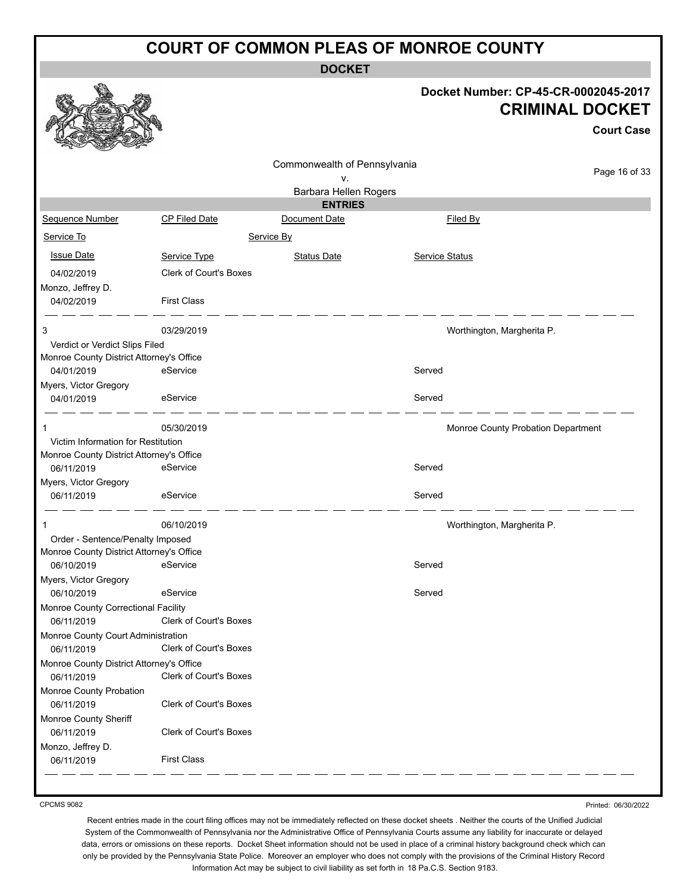# COURT OF COMMON PLEAS OF MONROE COUNTY

**DOCKET**

**Docket Number: CP-45-CR-0002045-2017**

**CRIMINAL DOCKET**

**Court Case**

Commonwealth of Pennsylvania
v.
Barbara Hellen Rogers

**ENTRIES**

| Sequence Number | CP Filed Date | Document Date | Filed By |
|---|---|---|---|
| Service To | Service By | | |
| Issue Date | Service Type | Status Date | Service Status |

| | | | |
|---|---|---|---|
| 04/02/2019 | Clerk of Court's Boxes | | |
| Monzo, Jeffrey D. | | | |
| 04/02/2019 | First Class | | |

| | | | |
|---|---|---|---|
| 3 | 03/29/2019 | | Worthington, Margherita P. |
| Verdict or Verdict Slips Filed | | | |
| Monroe County District Attorney's Office | | | |
| 04/01/2019 | eService | | Served |
| Myers, Victor Gregory | | | |
| 04/01/2019 | eService | | Served |

| | | | |
|---|---|---|---|
| 1 | 05/30/2019 | | Monroe County Probation Department |
| Victim Information for Restitution | | | |
| Monroe County District Attorney's Office | | | |
| 06/11/2019 | eService | | Served |
| Myers, Victor Gregory | | | |
| 06/11/2019 | eService | | Served |

| | | | |
|---|---|---|---|
| 1 | 06/10/2019 | | Worthington, Margherita P. |
| Order - Sentence/Penalty Imposed | | | |
| Monroe County District Attorney's Office | | | |
| 06/10/2019 | eService | | Served |
| Myers, Victor Gregory | | | |
| 06/10/2019 | eService | | Served |
| Monroe County Correctional Facility | | | |
| 06/11/2019 | Clerk of Court's Boxes | | |
| Monroe County Court Administration | | | |
| 06/11/2019 | Clerk of Court's Boxes | | |
| Monroe County District Attorney's Office | | | |
| 06/11/2019 | Clerk of Court's Boxes | | |
| Monroe County Probation | | | |
| 06/11/2019 | Clerk of Court's Boxes | | |
| Monroe County Sheriff | | | |
| 06/11/2019 | Clerk of Court's Boxes | | |
| Monzo, Jeffrey D. | | | |
| 06/11/2019 | First Class | | |

CPCMS 9082

Printed: 06/30/2022

Recent entries made in the court filing offices may not be immediately reflected on these docket sheets . Neither the courts of the Unified Judicial System of the Commonwealth of Pennsylvania nor the Administrative Office of Pennsylvania Courts assume any liability for inaccurate or delayed data, errors or omissions on these reports. Docket Sheet information should not be used in place of a criminal history background check which can only be provided by the Pennsylvania State Police. Moreover an employer who does not comply with the provisions of the Criminal History Record Information Act may be subject to civil liability as set forth in 18 Pa.C.S. Section 9183.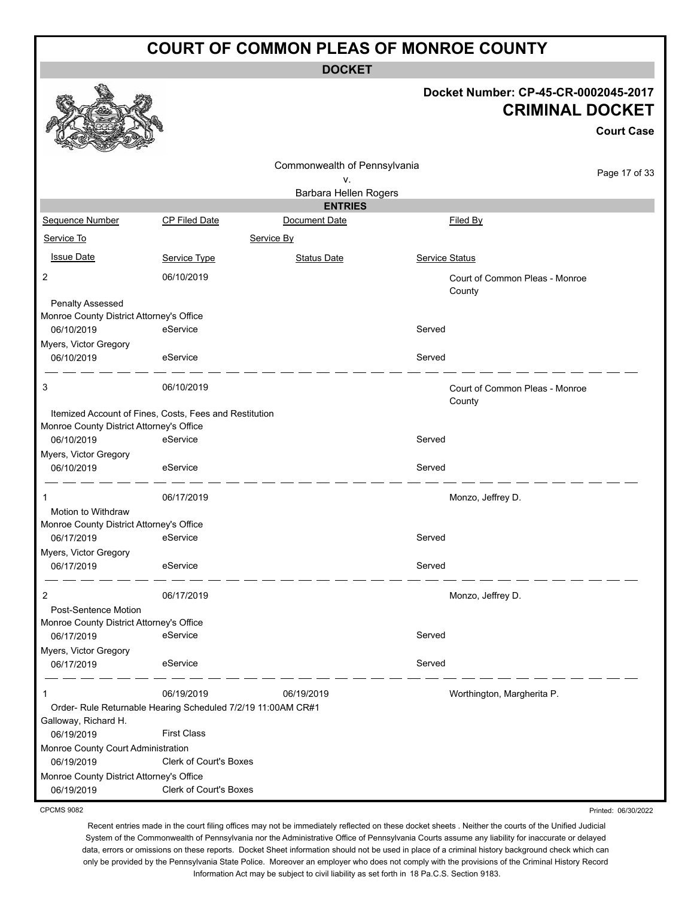# COURT OF COMMON PLEAS OF MONROE COUNTY

**DOCKET**

**Docket Number: CP-45-CR-0002045-2017**

**CRIMINAL DOCKET**

**Court Case**

Commonwealth of Pennsylvania
v.
Barbara Hellen Rogers

## ENTRIES

| Sequence Number | CP Filed Date | Document Date | Filed By |
|---|---|---|---|
| Service To | | Service By | |
| Issue Date | Service Type | Status Date | Service Status |
| 2 | 06/10/2019 | | Court of Common Pleas - Monroe County |
| Penalty Assessed | | | |
| Monroe County District Attorney's Office | | | |
| 06/10/2019 | eService | | Served |
| Myers, Victor Gregory | | | |
| 06/10/2019 | eService | | Served |
| 3 | 06/10/2019 | | Court of Common Pleas - Monroe County |
| Itemized Account of Fines, Costs, Fees and Restitution | | | |
| Monroe County District Attorney's Office | | | |
| 06/10/2019 | eService | | Served |
| Myers, Victor Gregory | | | |
| 06/10/2019 | eService | | Served |
| 1 | 06/17/2019 | | Monzo, Jeffrey D. |
| Motion to Withdraw | | | |
| Monroe County District Attorney's Office | | | |
| 06/17/2019 | eService | | Served |
| Myers, Victor Gregory | | | |
| 06/17/2019 | eService | | Served |
| 2 | 06/17/2019 | | Monzo, Jeffrey D. |
| Post-Sentence Motion | | | |
| Monroe County District Attorney's Office | | | |
| 06/17/2019 | eService | | Served |
| Myers, Victor Gregory | | | |
| 06/17/2019 | eService | | Served |
| 1 | 06/19/2019 | 06/19/2019 | Worthington, Margherita P. |
| Order- Rule Returnable Hearing Scheduled 7/2/19 11:00AM CR#1 | | | |
| Galloway, Richard H. | | | |
| 06/19/2019 | First Class | | |
| Monroe County Court Administration | | | |
| 06/19/2019 | Clerk of Court's Boxes | | |
| Monroe County District Attorney's Office | | | |
| 06/19/2019 | Clerk of Court's Boxes | | |

CPCMS 9082

Printed: 06/30/2022

Recent entries made in the court filing offices may not be immediately reflected on these docket sheets . Neither the courts of the Unified Judicial System of the Commonwealth of Pennsylvania nor the Administrative Office of Pennsylvania Courts assume any liability for inaccurate or delayed data, errors or omissions on these reports. Docket Sheet information should not be used in place of a criminal history background check which can only be provided by the Pennsylvania State Police. Moreover an employer who does not comply with the provisions of the Criminal History Record Information Act may be subject to civil liability as set forth in 18 Pa.C.S. Section 9183.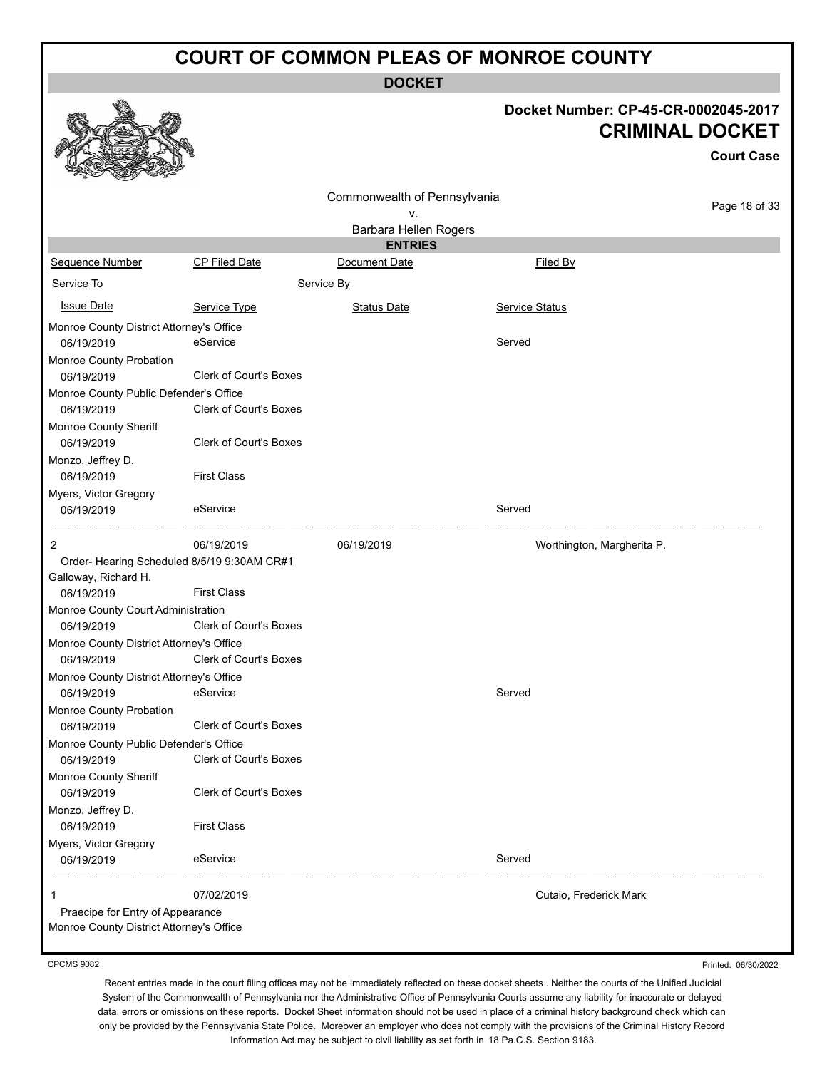# COURT OF COMMON PLEAS OF MONROE COUNTY

**DOCKET**

**Docket Number: CP-45-CR-0002045-2017**

**CRIMINAL DOCKET**

**Court Case**

Commonwealth of Pennsylvania
v.
Barbara Hellen Rogers

**ENTRIES**

| Sequence Number | CP Filed Date | Document Date | Filed By |
|---|---|---|---|
| Service To | | Service By | |
| Issue Date | Service Type | Status Date | Service Status |
| Monroe County District Attorney's Office | | | |
| 06/19/2019 | eService | | Served |
| Monroe County Probation | | | |
| 06/19/2019 | Clerk of Court's Boxes | | |
| Monroe County Public Defender's Office | | | |
| 06/19/2019 | Clerk of Court's Boxes | | |
| Monroe County Sheriff | | | |
| 06/19/2019 | Clerk of Court's Boxes | | |
| Monzo, Jeffrey D. | | | |
| 06/19/2019 | First Class | | |
| Myers, Victor Gregory | | | |
| 06/19/2019 | eService | | Served |
| 2 | 06/19/2019 | 06/19/2019 | Worthington, Margherita P. |
| Order- Hearing Scheduled 8/5/19 9:30AM CR#1 | | | |
| Galloway, Richard H. | | | |
| 06/19/2019 | First Class | | |
| Monroe County Court Administration | | | |
| 06/19/2019 | Clerk of Court's Boxes | | |
| Monroe County District Attorney's Office | | | |
| 06/19/2019 | Clerk of Court's Boxes | | |
| Monroe County District Attorney's Office | | | |
| 06/19/2019 | eService | | Served |
| Monroe County Probation | | | |
| 06/19/2019 | Clerk of Court's Boxes | | |
| Monroe County Public Defender's Office | | | |
| 06/19/2019 | Clerk of Court's Boxes | | |
| Monroe County Sheriff | | | |
| 06/19/2019 | Clerk of Court's Boxes | | |
| Monzo, Jeffrey D. | | | |
| 06/19/2019 | First Class | | |
| Myers, Victor Gregory | | | |
| 06/19/2019 | eService | | Served |
| 1 | 07/02/2019 | | Cutaio, Frederick Mark |
| Praecipe for Entry of Appearance | | | |
| Monroe County District Attorney's Office | | | |

CPCMS 9082

Printed: 06/30/2022

Recent entries made in the court filing offices may not be immediately reflected on these docket sheets . Neither the courts of the Unified Judicial System of the Commonwealth of Pennsylvania nor the Administrative Office of Pennsylvania Courts assume any liability for inaccurate or delayed data, errors or omissions on these reports. Docket Sheet information should not be used in place of a criminal history background check which can only be provided by the Pennsylvania State Police. Moreover an employer who does not comply with the provisions of the Criminal History Record Information Act may be subject to civil liability as set forth in 18 Pa.C.S. Section 9183.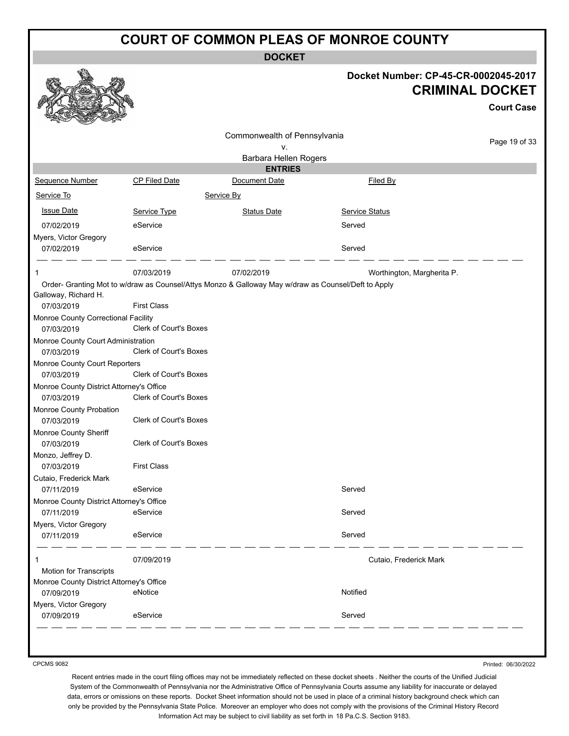# COURT OF COMMON PLEAS OF MONROE COUNTY

**DOCKET**

**Docket Number: CP-45-CR-0002045-2017**

**CRIMINAL DOCKET**

**Court Case**

Commonwealth of Pennsylvania
v.
Barbara Hellen Rogers

**ENTRIES**

| Sequence Number | CP Filed Date | Document Date | Filed By |
|---|---|---|---|
| Service To | | Service By | |
| Issue Date | Service Type | Status Date | Service Status |
| 07/02/2019 | eService | | Served |
| Myers, Victor Gregory | | | |
| 07/02/2019 | eService | | Served |
| 1 | 07/03/2019 | 07/02/2019 | Worthington, Margherita P. |
| Order- Granting Mot to w/draw as Counsel/Attys Monzo & Galloway May w/draw as Counsel/Deft to Apply | | | |
| Galloway, Richard H. | | | |
| 07/03/2019 | First Class | | |
| Monroe County Correctional Facility | | | |
| 07/03/2019 | Clerk of Court's Boxes | | |
| Monroe County Court Administration | | | |
| 07/03/2019 | Clerk of Court's Boxes | | |
| Monroe County Court Reporters | | | |
| 07/03/2019 | Clerk of Court's Boxes | | |
| Monroe County District Attorney's Office | | | |
| 07/03/2019 | Clerk of Court's Boxes | | |
| Monroe County Probation | | | |
| 07/03/2019 | Clerk of Court's Boxes | | |
| Monroe County Sheriff | | | |
| 07/03/2019 | Clerk of Court's Boxes | | |
| Monzo, Jeffrey D. | | | |
| 07/03/2019 | First Class | | |
| Cutaio, Frederick Mark | | | |
| 07/11/2019 | eService | | Served |
| Monroe County District Attorney's Office | | | |
| 07/11/2019 | eService | | Served |
| Myers, Victor Gregory | | | |
| 07/11/2019 | eService | | Served |
| 1 | 07/09/2019 | | Cutaio, Frederick Mark |
| Motion for Transcripts | | | |
| Monroe County District Attorney's Office | | | |
| 07/09/2019 | eNotice | | Notified |
| Myers, Victor Gregory | | | |
| 07/09/2019 | eService | | Served |

CPCMS 9082

Printed: 06/30/2022

Recent entries made in the court filing offices may not be immediately reflected on these docket sheets . Neither the courts of the Unified Judicial System of the Commonwealth of Pennsylvania nor the Administrative Office of Pennsylvania Courts assume any liability for inaccurate or delayed data, errors or omissions on these reports. Docket Sheet information should not be used in place of a criminal history background check which can only be provided by the Pennsylvania State Police. Moreover an employer who does not comply with the provisions of the Criminal History Record Information Act may be subject to civil liability as set forth in 18 Pa.C.S. Section 9183.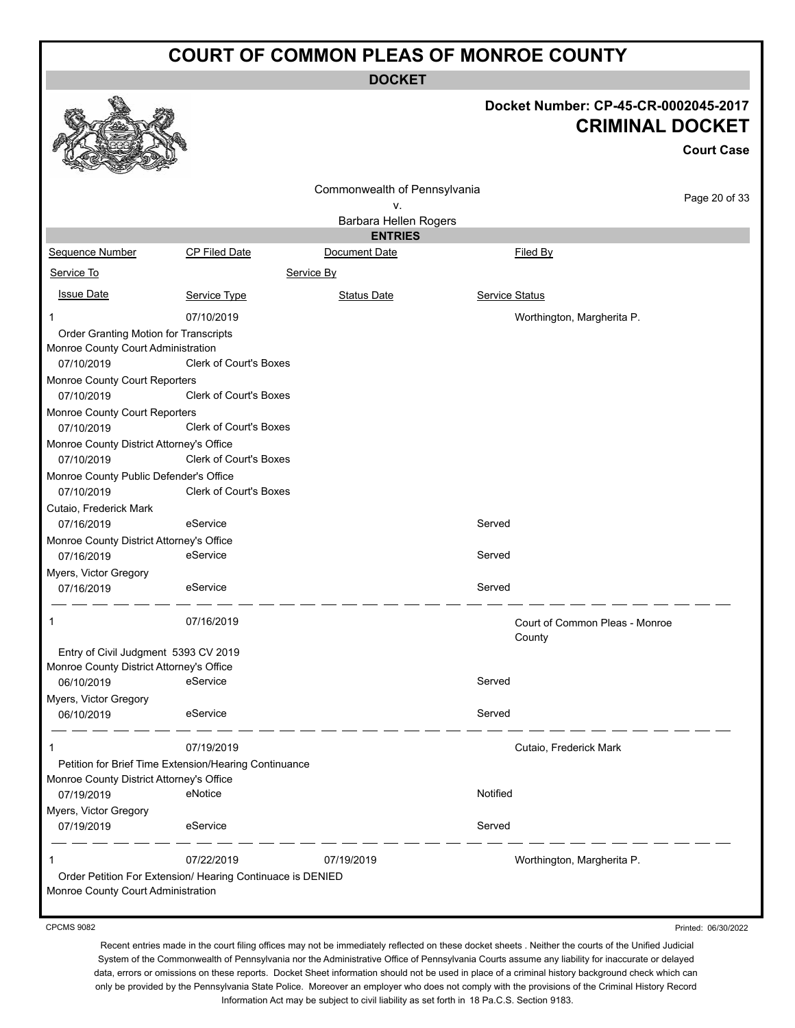# COURT OF COMMON PLEAS OF MONROE COUNTY

**DOCKET**

**Docket Number: CP-45-CR-0002045-2017**

## CRIMINAL DOCKET

**Court Case**

Commonwealth of Pennsylvania
v.
Barbara Hellen Rogers

**ENTRIES**

| Sequence Number | CP Filed Date | Document Date | Filed By |
|---|---|---|---|
| Service To | | Service By | |
| Issue Date | Service Type | Status Date | Service Status |
| 1 | 07/10/2019 | | Worthington, Margherita P. |
| Order Granting Motion for Transcripts | | | |
| Monroe County Court Administration | | | |
| 07/10/2019 | Clerk of Court's Boxes | | |
| Monroe County Court Reporters | | | |
| 07/10/2019 | Clerk of Court's Boxes | | |
| Monroe County Court Reporters | | | |
| 07/10/2019 | Clerk of Court's Boxes | | |
| Monroe County District Attorney's Office | | | |
| 07/10/2019 | Clerk of Court's Boxes | | |
| Monroe County Public Defender's Office | | | |
| 07/10/2019 | Clerk of Court's Boxes | | |
| Cutaio, Frederick Mark | | | |
| 07/16/2019 | eService | | Served |
| Monroe County District Attorney's Office | | | |
| 07/16/2019 | eService | | Served |
| Myers, Victor Gregory | | | |
| 07/16/2019 | eService | | Served |
| 1 | 07/16/2019 | | Court of Common Pleas - Monroe County |
| Entry of Civil Judgment 5393 CV 2019 | | | |
| Monroe County District Attorney's Office | | | |
| 06/10/2019 | eService | | Served |
| Myers, Victor Gregory | | | |
| 06/10/2019 | eService | | Served |
| 1 | 07/19/2019 | | Cutaio, Frederick Mark |
| Petition for Brief Time Extension/Hearing Continuance | | | |
| Monroe County District Attorney's Office | | | |
| 07/19/2019 | eNotice | | Notified |
| Myers, Victor Gregory | | | |
| 07/19/2019 | eService | | Served |
| 1 | 07/22/2019 | 07/19/2019 | Worthington, Margherita P. |
| Order Petition For Extension/ Hearing Continuace is DENIED | | | |
| Monroe County Court Administration | | | |

CPCMS 9082

Printed: 06/30/2022

Recent entries made in the court filing offices may not be immediately reflected on these docket sheets . Neither the courts of the Unified Judicial System of the Commonwealth of Pennsylvania nor the Administrative Office of Pennsylvania Courts assume any liability for inaccurate or delayed data, errors or omissions on these reports. Docket Sheet information should not be used in place of a criminal history background check which can only be provided by the Pennsylvania State Police. Moreover an employer who does not comply with the provisions of the Criminal History Record Information Act may be subject to civil liability as set forth in 18 Pa.C.S. Section 9183.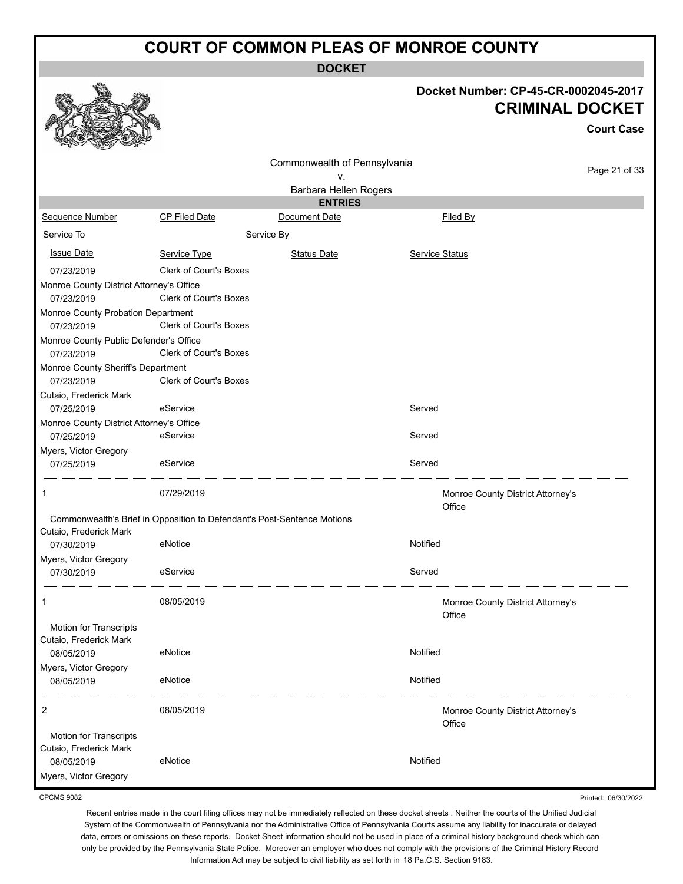# COURT OF COMMON PLEAS OF MONROE COUNTY

**DOCKET**

**Docket Number: CP-45-CR-0002045-2017**

**CRIMINAL DOCKET**

**Court Case**

Commonwealth of Pennsylvania
v.
Barbara Hellen Rogers

**ENTRIES**

| Sequence Number | CP Filed Date | Document Date | Filed By |
|---|---|---|---|
| Service To | | Service By | |
| Issue Date | Service Type | Status Date | Service Status |
| 07/23/2019 | Clerk of Court's Boxes | | |
| Monroe County District Attorney's Office | | | |
| 07/23/2019 | Clerk of Court's Boxes | | |
| Monroe County Probation Department | | | |
| 07/23/2019 | Clerk of Court's Boxes | | |
| Monroe County Public Defender's Office | | | |
| 07/23/2019 | Clerk of Court's Boxes | | |
| Monroe County Sheriff's Department | | | |
| 07/23/2019 | Clerk of Court's Boxes | | |
| Cutaio, Frederick Mark | | | |
| 07/25/2019 | eService | | Served |
| Monroe County District Attorney's Office | | | |
| 07/25/2019 | eService | | Served |
| Myers, Victor Gregory | | | |
| 07/25/2019 | eService | | Served |
| 1 | 07/29/2019 | | Monroe County District Attorney's Office |
| Commonwealth's Brief in Opposition to Defendant's Post-Sentence Motions | | | |
| Cutaio, Frederick Mark | | | |
| 07/30/2019 | eNotice | | Notified |
| Myers, Victor Gregory | | | |
| 07/30/2019 | eService | | Served |
| 1 | 08/05/2019 | | Monroe County District Attorney's Office |
| Motion for Transcripts | | | |
| Cutaio, Frederick Mark | | | |
| 08/05/2019 | eNotice | | Notified |
| Myers, Victor Gregory | | | |
| 08/05/2019 | eNotice | | Notified |
| 2 | 08/05/2019 | | Monroe County District Attorney's Office |
| Motion for Transcripts | | | |
| Cutaio, Frederick Mark | | | |
| 08/05/2019 | eNotice | | Notified |
| Myers, Victor Gregory | | | |

CPCMS 9082

Printed: 06/30/2022

Recent entries made in the court filing offices may not be immediately reflected on these docket sheets . Neither the courts of the Unified Judicial System of the Commonwealth of Pennsylvania nor the Administrative Office of Pennsylvania Courts assume any liability for inaccurate or delayed data, errors or omissions on these reports. Docket Sheet information should not be used in place of a criminal history background check which can only be provided by the Pennsylvania State Police. Moreover an employer who does not comply with the provisions of the Criminal History Record Information Act may be subject to civil liability as set forth in 18 Pa.C.S. Section 9183.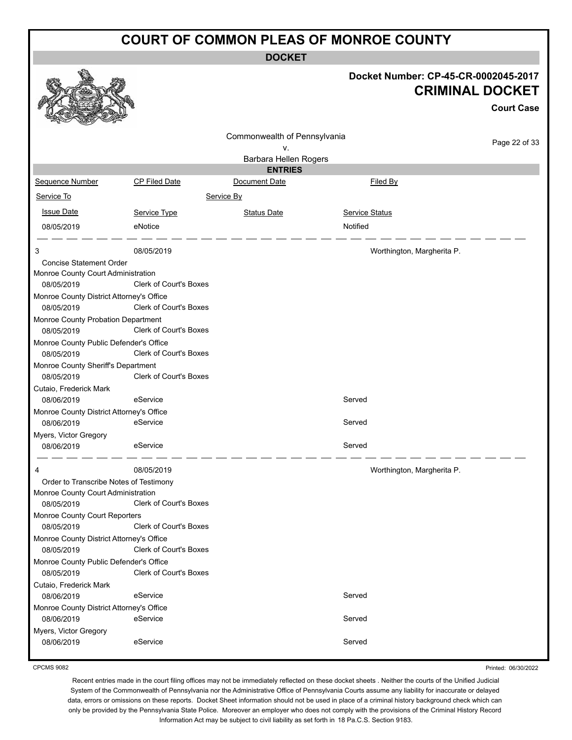# COURT OF COMMON PLEAS OF MONROE COUNTY

**DOCKET**

**Docket Number: CP-45-CR-0002045-2017**

**CRIMINAL DOCKET**

**Court Case**

Commonwealth of Pennsylvania
v.
Barbara Hellen Rogers

**ENTRIES**

| Sequence Number | CP Filed Date | Document Date | Filed By |
|---|---|---|---|
| Service To | | Service By | |
| Issue Date | Service Type | Status Date | Service Status |
| 08/05/2019 | eNotice | | Notified |
| 3 | 08/05/2019 | | Worthington, Margherita P. |
| Concise Statement Order | | | |
| Monroe County Court Administration | | | |
| 08/05/2019 | Clerk of Court's Boxes | | |
| Monroe County District Attorney's Office | | | |
| 08/05/2019 | Clerk of Court's Boxes | | |
| Monroe County Probation Department | | | |
| 08/05/2019 | Clerk of Court's Boxes | | |
| Monroe County Public Defender's Office | | | |
| 08/05/2019 | Clerk of Court's Boxes | | |
| Monroe County Sheriff's Department | | | |
| 08/05/2019 | Clerk of Court's Boxes | | |
| Cutaio, Frederick Mark | | | |
| 08/06/2019 | eService | | Served |
| Monroe County District Attorney's Office | | | |
| 08/06/2019 | eService | | Served |
| Myers, Victor Gregory | | | |
| 08/06/2019 | eService | | Served |
| 4 | 08/05/2019 | | Worthington, Margherita P. |
| Order to Transcribe Notes of Testimony | | | |
| Monroe County Court Administration | | | |
| 08/05/2019 | Clerk of Court's Boxes | | |
| Monroe County Court Reporters | | | |
| 08/05/2019 | Clerk of Court's Boxes | | |
| Monroe County District Attorney's Office | | | |
| 08/05/2019 | Clerk of Court's Boxes | | |
| Monroe County Public Defender's Office | | | |
| 08/05/2019 | Clerk of Court's Boxes | | |
| Cutaio, Frederick Mark | | | |
| 08/06/2019 | eService | | Served |
| Monroe County District Attorney's Office | | | |
| 08/06/2019 | eService | | Served |
| Myers, Victor Gregory | | | |
| 08/06/2019 | eService | | Served |

CPCMS 9082

Printed: 06/30/2022

Recent entries made in the court filing offices may not be immediately reflected on these docket sheets . Neither the courts of the Unified Judicial System of the Commonwealth of Pennsylvania nor the Administrative Office of Pennsylvania Courts assume any liability for inaccurate or delayed data, errors or omissions on these reports. Docket Sheet information should not be used in place of a criminal history background check which can only be provided by the Pennsylvania State Police. Moreover an employer who does not comply with the provisions of the Criminal History Record Information Act may be subject to civil liability as set forth in 18 Pa.C.S. Section 9183.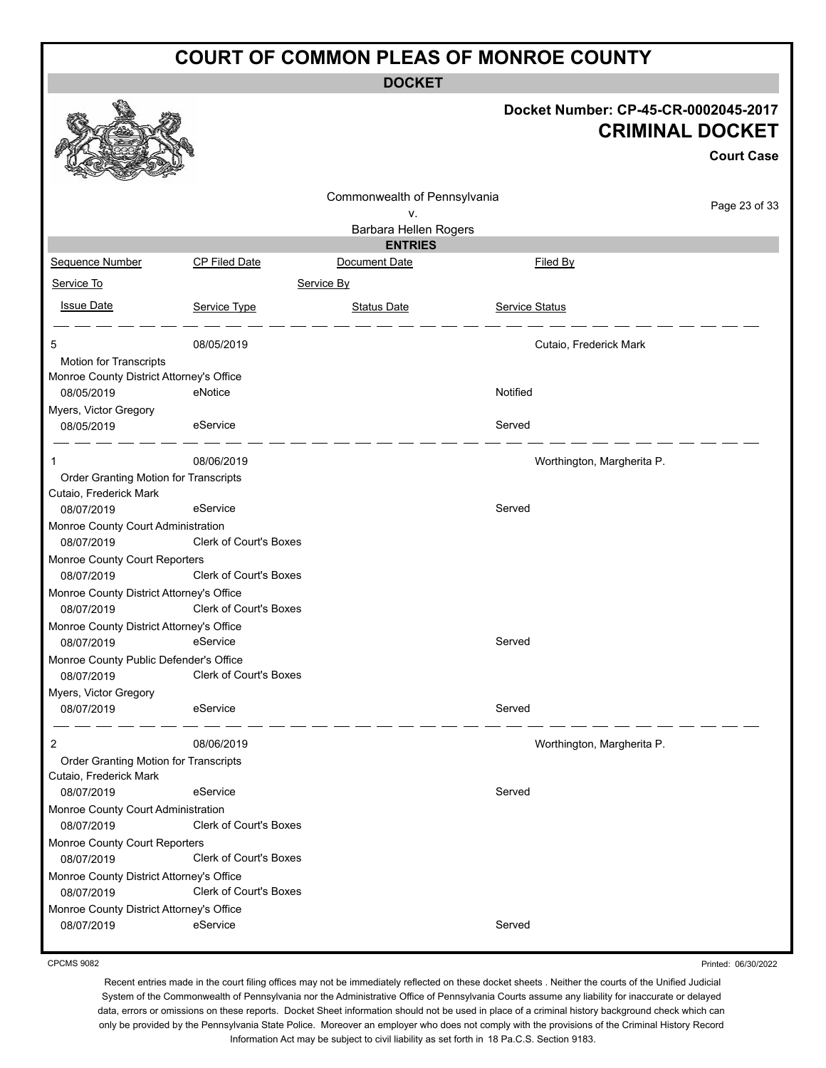# COURT OF COMMON PLEAS OF MONROE COUNTY

## DOCKET

**Docket Number: CP-45-CR-0002045-2017**

**CRIMINAL DOCKET**

**Court Case**

Commonwealth of Pennsylvania
v.
Barbara Hellen Rogers

### ENTRIES

| Sequence Number | CP Filed Date | Document Date | Filed By |
|---|---|---|---|
| Service To | | Service By | |
| Issue Date | Service Type | Status Date | Service Status |
| 5 | 08/05/2019 | | Cutaio, Frederick Mark |
| Motion for Transcripts | | | |
| Monroe County District Attorney's Office | | | |
| 08/05/2019 | eNotice | | Notified |
| Myers, Victor Gregory | | | |
| 08/05/2019 | eService | | Served |
| 1 | 08/06/2019 | | Worthington, Margherita P. |
| Order Granting Motion for Transcripts | | | |
| Cutaio, Frederick Mark | | | |
| 08/07/2019 | eService | | Served |
| Monroe County Court Administration | | | |
| 08/07/2019 | Clerk of Court's Boxes | | |
| Monroe County Court Reporters | | | |
| 08/07/2019 | Clerk of Court's Boxes | | |
| Monroe County District Attorney's Office | | | |
| 08/07/2019 | Clerk of Court's Boxes | | |
| Monroe County District Attorney's Office | | | |
| 08/07/2019 | eService | | Served |
| Monroe County Public Defender's Office | | | |
| 08/07/2019 | Clerk of Court's Boxes | | |
| Myers, Victor Gregory | | | |
| 08/07/2019 | eService | | Served |
| 2 | 08/06/2019 | | Worthington, Margherita P. |
| Order Granting Motion for Transcripts | | | |
| Cutaio, Frederick Mark | | | |
| 08/07/2019 | eService | | Served |
| Monroe County Court Administration | | | |
| 08/07/2019 | Clerk of Court's Boxes | | |
| Monroe County Court Reporters | | | |
| 08/07/2019 | Clerk of Court's Boxes | | |
| Monroe County District Attorney's Office | | | |
| 08/07/2019 | Clerk of Court's Boxes | | |
| Monroe County District Attorney's Office | | | |
| 08/07/2019 | eService | | Served |

CPCMS 9082

Printed: 06/30/2022

Recent entries made in the court filing offices may not be immediately reflected on these docket sheets . Neither the courts of the Unified Judicial System of the Commonwealth of Pennsylvania nor the Administrative Office of Pennsylvania Courts assume any liability for inaccurate or delayed data, errors or omissions on these reports. Docket Sheet information should not be used in place of a criminal history background check which can only be provided by the Pennsylvania State Police. Moreover an employer who does not comply with the provisions of the Criminal History Record Information Act may be subject to civil liability as set forth in 18 Pa.C.S. Section 9183.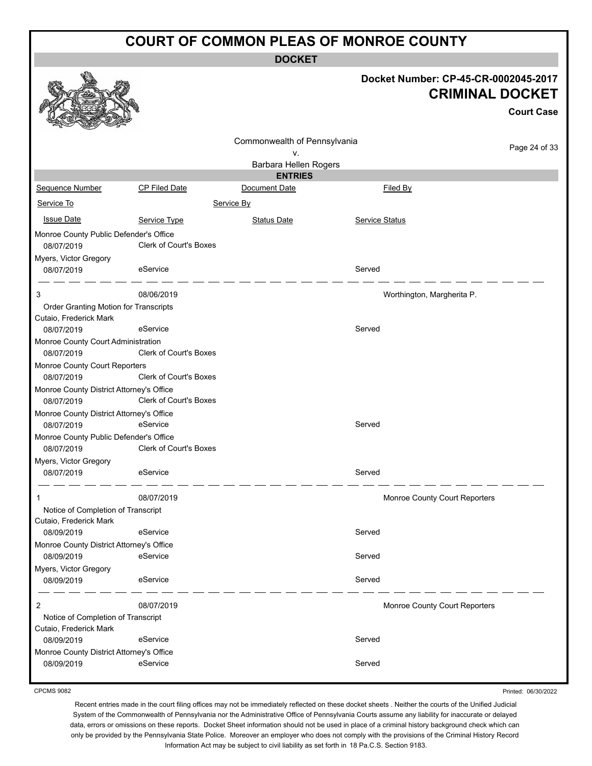# COURT OF COMMON PLEAS OF MONROE COUNTY

**DOCKET**

**Docket Number: CP-45-CR-0002045-2017**

**CRIMINAL DOCKET**

**Court Case**

Commonwealth of Pennsylvania
v.
Barbara Hellen Rogers

**ENTRIES**

| Sequence Number | CP Filed Date | Document Date | Filed By |
|---|---|---|---|
| Service To | | Service By | |
| Issue Date | Service Type | Status Date | Service Status |
| Monroe County Public Defender's Office | | | |
| 08/07/2019 | Clerk of Court's Boxes | | |
| Myers, Victor Gregory | | | |
| 08/07/2019 | eService | | Served |
| 3 | 08/06/2019 | | Worthington, Margherita P. |
| Order Granting Motion for Transcripts | | | |
| Cutaio, Frederick Mark | | | |
| 08/07/2019 | eService | | Served |
| Monroe County Court Administration | | | |
| 08/07/2019 | Clerk of Court's Boxes | | |
| Monroe County Court Reporters | | | |
| 08/07/2019 | Clerk of Court's Boxes | | |
| Monroe County District Attorney's Office | | | |
| 08/07/2019 | Clerk of Court's Boxes | | |
| Monroe County District Attorney's Office | | | |
| 08/07/2019 | eService | | Served |
| Monroe County Public Defender's Office | | | |
| 08/07/2019 | Clerk of Court's Boxes | | |
| Myers, Victor Gregory | | | |
| 08/07/2019 | eService | | Served |
| 1 | 08/07/2019 | | Monroe County Court Reporters |
| Notice of Completion of Transcript | | | |
| Cutaio, Frederick Mark | | | |
| 08/09/2019 | eService | | Served |
| Monroe County District Attorney's Office | | | |
| 08/09/2019 | eService | | Served |
| Myers, Victor Gregory | | | |
| 08/09/2019 | eService | | Served |
| 2 | 08/07/2019 | | Monroe County Court Reporters |
| Notice of Completion of Transcript | | | |
| Cutaio, Frederick Mark | | | |
| 08/09/2019 | eService | | Served |
| Monroe County District Attorney's Office | | | |
| 08/09/2019 | eService | | Served |

CPCMS 9082

Printed: 06/30/2022

Recent entries made in the court filing offices may not be immediately reflected on these docket sheets . Neither the courts of the Unified Judicial System of the Commonwealth of Pennsylvania nor the Administrative Office of Pennsylvania Courts assume any liability for inaccurate or delayed data, errors or omissions on these reports. Docket Sheet information should not be used in place of a criminal history background check which can only be provided by the Pennsylvania State Police. Moreover an employer who does not comply with the provisions of the Criminal History Record Information Act may be subject to civil liability as set forth in 18 Pa.C.S. Section 9183.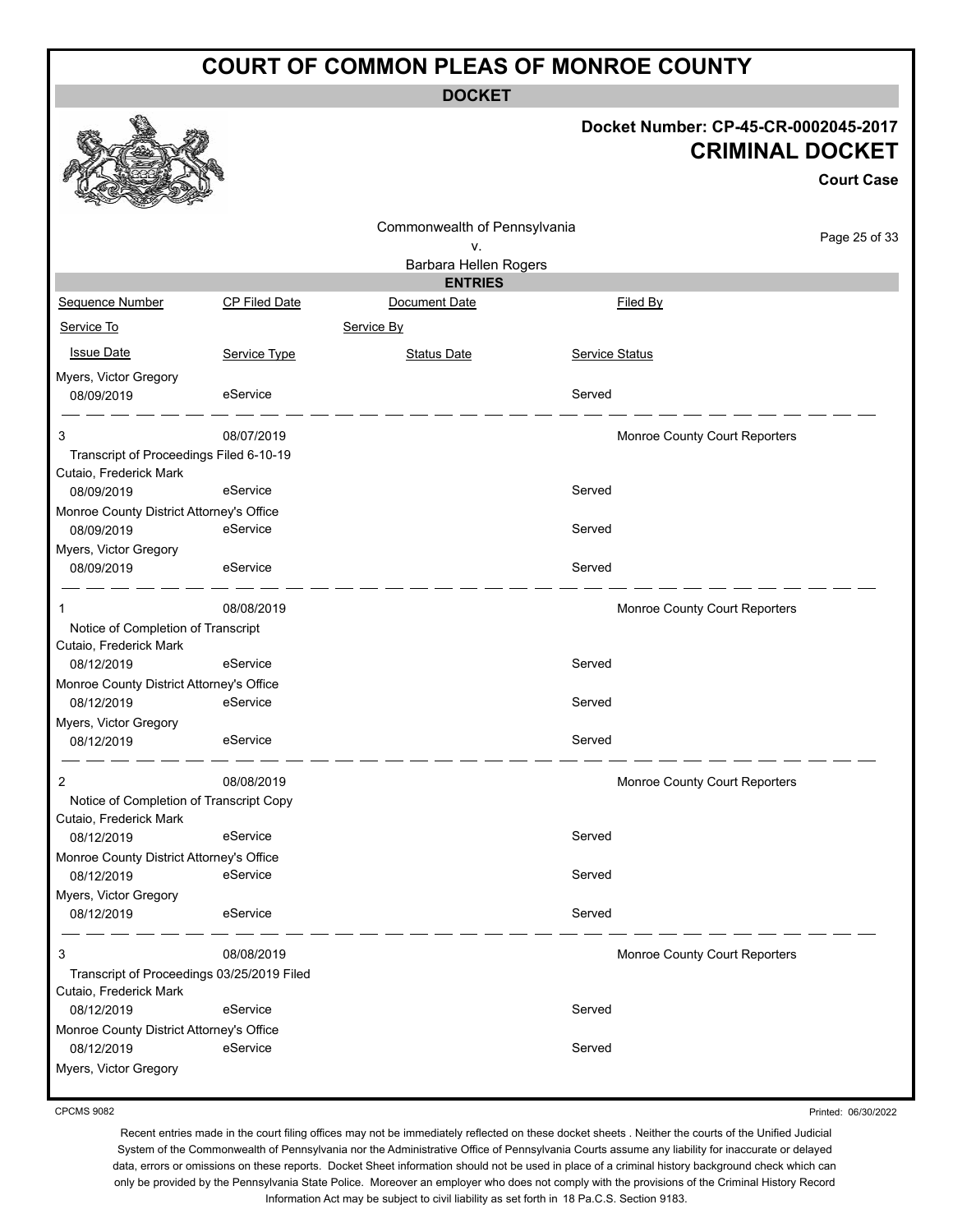# COURT OF COMMON PLEAS OF MONROE COUNTY

**DOCKET**

**Docket Number: CP-45-CR-0002045-2017**

**CRIMINAL DOCKET**

**Court Case**

Commonwealth of Pennsylvania
v.
Barbara Hellen Rogers

**ENTRIES**

| Sequence Number | CP Filed Date | Document Date | Filed By |
|---|---|---|---|
| Service To | | Service By | |
| Issue Date | Service Type | Status Date | Service Status |
| Myers, Victor Gregory | | | |
| 08/09/2019 | eService | | Served |
| 3 | 08/07/2019 | | Monroe County Court Reporters |
| Transcript of Proceedings Filed 6-10-19 | | | |
| Cutaio, Frederick Mark | | | |
| 08/09/2019 | eService | | Served |
| Monroe County District Attorney's Office | | | |
| 08/09/2019 | eService | | Served |
| Myers, Victor Gregory | | | |
| 08/09/2019 | eService | | Served |
| 1 | 08/08/2019 | | Monroe County Court Reporters |
| Notice of Completion of Transcript | | | |
| Cutaio, Frederick Mark | | | |
| 08/12/2019 | eService | | Served |
| Monroe County District Attorney's Office | | | |
| 08/12/2019 | eService | | Served |
| Myers, Victor Gregory | | | |
| 08/12/2019 | eService | | Served |
| 2 | 08/08/2019 | | Monroe County Court Reporters |
| Notice of Completion of Transcript Copy | | | |
| Cutaio, Frederick Mark | | | |
| 08/12/2019 | eService | | Served |
| Monroe County District Attorney's Office | | | |
| 08/12/2019 | eService | | Served |
| Myers, Victor Gregory | | | |
| 08/12/2019 | eService | | Served |
| 3 | 08/08/2019 | | Monroe County Court Reporters |
| Transcript of Proceedings 03/25/2019 Filed | | | |
| Cutaio, Frederick Mark | | | |
| 08/12/2019 | eService | | Served |
| Monroe County District Attorney's Office | | | |
| 08/12/2019 | eService | | Served |
| Myers, Victor Gregory | | | |

CPCMS 9082

Printed: 06/30/2022

Recent entries made in the court filing offices may not be immediately reflected on these docket sheets . Neither the courts of the Unified Judicial System of the Commonwealth of Pennsylvania nor the Administrative Office of Pennsylvania Courts assume any liability for inaccurate or delayed data, errors or omissions on these reports. Docket Sheet information should not be used in place of a criminal history background check which can only be provided by the Pennsylvania State Police. Moreover an employer who does not comply with the provisions of the Criminal History Record Information Act may be subject to civil liability as set forth in 18 Pa.C.S. Section 9183.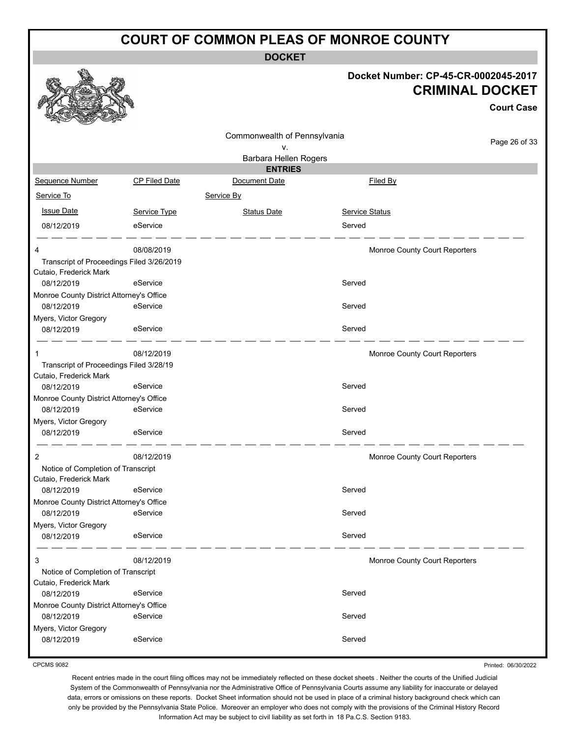# COURT OF COMMON PLEAS OF MONROE COUNTY

## DOCKET

**Docket Number: CP-45-CR-0002045-2017**

**CRIMINAL DOCKET**

**Court Case**

Commonwealth of Pennsylvania
v.
Barbara Hellen Rogers

### ENTRIES

| Sequence Number | CP Filed Date | Document Date | Filed By |
|---|---|---|---|
| Service To | | Service By | |
| Issue Date | Service Type | Status Date | Service Status |
| 08/12/2019 | eService | | Served |
| 4 | 08/08/2019 | | Monroe County Court Reporters |
| Transcript of Proceedings Filed 3/26/2019 | | | |
| Cutaio, Frederick Mark | | | |
| 08/12/2019 | eService | | Served |
| Monroe County District Attorney's Office | | | |
| 08/12/2019 | eService | | Served |
| Myers, Victor Gregory | | | |
| 08/12/2019 | eService | | Served |
| 1 | 08/12/2019 | | Monroe County Court Reporters |
| Transcript of Proceedings Filed 3/28/19 | | | |
| Cutaio, Frederick Mark | | | |
| 08/12/2019 | eService | | Served |
| Monroe County District Attorney's Office | | | |
| 08/12/2019 | eService | | Served |
| Myers, Victor Gregory | | | |
| 08/12/2019 | eService | | Served |
| 2 | 08/12/2019 | | Monroe County Court Reporters |
| Notice of Completion of Transcript | | | |
| Cutaio, Frederick Mark | | | |
| 08/12/2019 | eService | | Served |
| Monroe County District Attorney's Office | | | |
| 08/12/2019 | eService | | Served |
| Myers, Victor Gregory | | | |
| 08/12/2019 | eService | | Served |
| 3 | 08/12/2019 | | Monroe County Court Reporters |
| Notice of Completion of Transcript | | | |
| Cutaio, Frederick Mark | | | |
| 08/12/2019 | eService | | Served |
| Monroe County District Attorney's Office | | | |
| 08/12/2019 | eService | | Served |
| Myers, Victor Gregory | | | |
| 08/12/2019 | eService | | Served |

CPCMS 9082

Printed: 06/30/2022

Recent entries made in the court filing offices may not be immediately reflected on these docket sheets . Neither the courts of the Unified Judicial System of the Commonwealth of Pennsylvania nor the Administrative Office of Pennsylvania Courts assume any liability for inaccurate or delayed data, errors or omissions on these reports. Docket Sheet information should not be used in place of a criminal history background check which can only be provided by the Pennsylvania State Police. Moreover an employer who does not comply with the provisions of the Criminal History Record Information Act may be subject to civil liability as set forth in 18 Pa.C.S. Section 9183.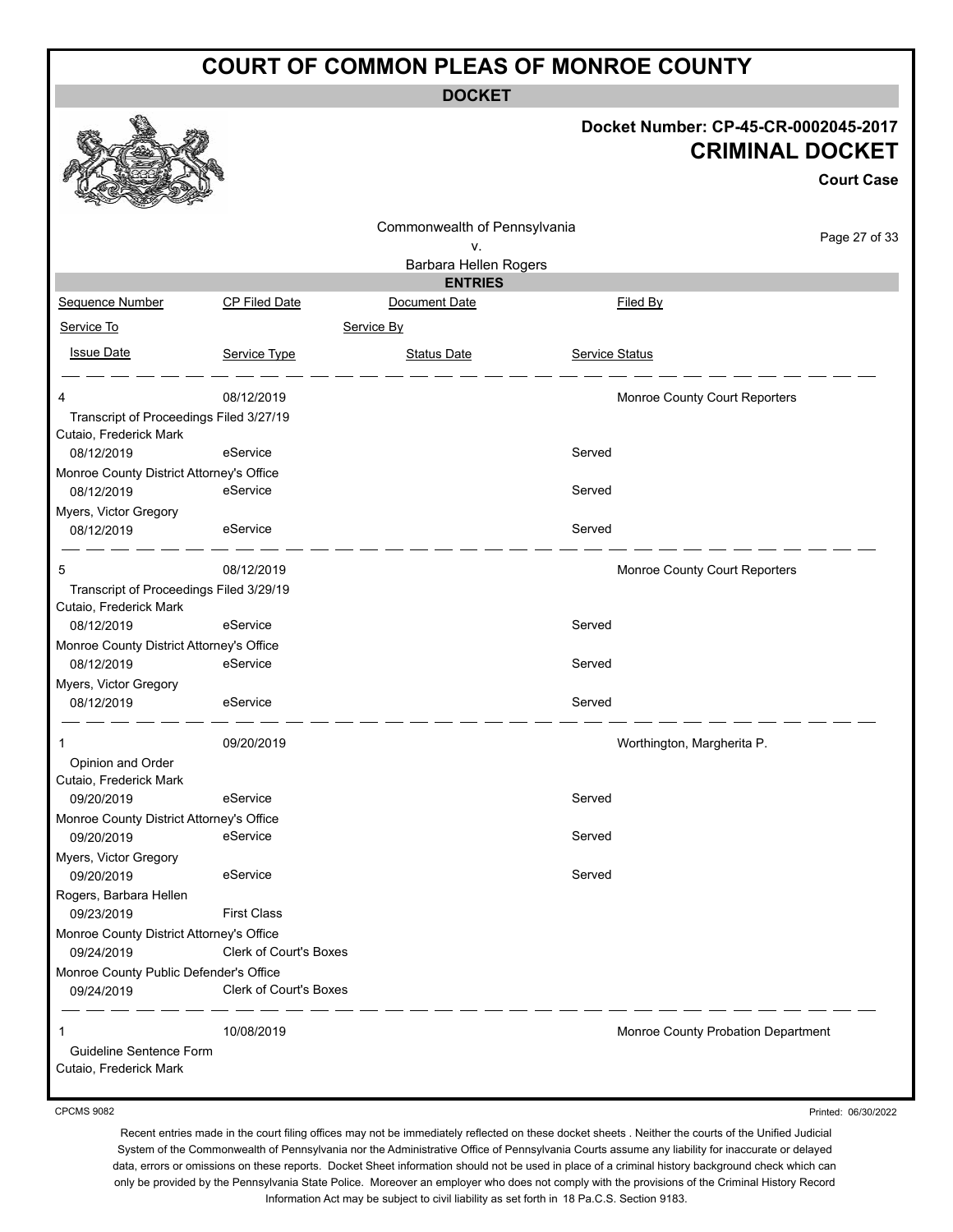# COURT OF COMMON PLEAS OF MONROE COUNTY

**DOCKET**

**Docket Number: CP-45-CR-0002045-2017**

**CRIMINAL DOCKET**

**Court Case**

Commonwealth of Pennsylvania
v.
Barbara Hellen Rogers

**ENTRIES**

| Sequence Number | CP Filed Date | Document Date | Filed By |
|---|---|---|---|
| Service To | | Service By | |
| Issue Date | Service Type | Status Date | Service Status |
| 4 | 08/12/2019 | | Monroe County Court Reporters |
| Transcript of Proceedings Filed 3/27/19 | | | |
| Cutaio, Frederick Mark | | | |
| 08/12/2019 | eService | | Served |
| Monroe County District Attorney's Office | | | |
| 08/12/2019 | eService | | Served |
| Myers, Victor Gregory | | | |
| 08/12/2019 | eService | | Served |
| 5 | 08/12/2019 | | Monroe County Court Reporters |
| Transcript of Proceedings Filed 3/29/19 | | | |
| Cutaio, Frederick Mark | | | |
| 08/12/2019 | eService | | Served |
| Monroe County District Attorney's Office | | | |
| 08/12/2019 | eService | | Served |
| Myers, Victor Gregory | | | |
| 08/12/2019 | eService | | Served |
| 1 | 09/20/2019 | | Worthington, Margherita P. |
| Opinion and Order | | | |
| Cutaio, Frederick Mark | | | |
| 09/20/2019 | eService | | Served |
| Monroe County District Attorney's Office | | | |
| 09/20/2019 | eService | | Served |
| Myers, Victor Gregory | | | |
| 09/20/2019 | eService | | Served |
| Rogers, Barbara Hellen | | | |
| 09/23/2019 | First Class | | |
| Monroe County District Attorney's Office | | | |
| 09/24/2019 | Clerk of Court's Boxes | | |
| Monroe County Public Defender's Office | | | |
| 09/24/2019 | Clerk of Court's Boxes | | |
| 1 | 10/08/2019 | | Monroe County Probation Department |
| Guideline Sentence Form | | | |
| Cutaio, Frederick Mark | | | |

CPCMS 9082

Printed: 06/30/2022

Recent entries made in the court filing offices may not be immediately reflected on these docket sheets . Neither the courts of the Unified Judicial System of the Commonwealth of Pennsylvania nor the Administrative Office of Pennsylvania Courts assume any liability for inaccurate or delayed data, errors or omissions on these reports. Docket Sheet information should not be used in place of a criminal history background check which can only be provided by the Pennsylvania State Police. Moreover an employer who does not comply with the provisions of the Criminal History Record Information Act may be subject to civil liability as set forth in 18 Pa.C.S. Section 9183.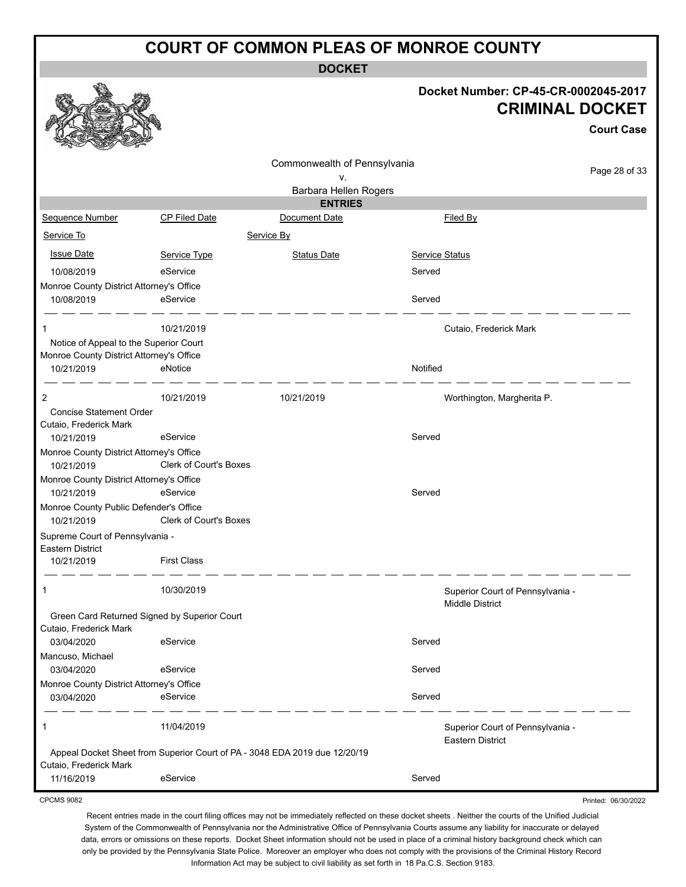# COURT OF COMMON PLEAS OF MONROE COUNTY

**DOCKET**

**Docket Number: CP-45-CR-0002045-2017**

**CRIMINAL DOCKET**

**Court Case**

Commonwealth of Pennsylvania
v.
Barbara Hellen Rogers

**ENTRIES**

| Sequence Number | CP Filed Date | Document Date | Filed By |
|---|---|---|---|
| Service To | | Service By | |
| Issue Date | Service Type | Status Date | Service Status |
| 10/08/2019 | eService | | Served |
| Monroe County District Attorney's Office | | | |
| 10/08/2019 | eService | | Served |
| 1 | 10/21/2019 | | Cutaio, Frederick Mark |
| Notice of Appeal to the Superior Court | | | |
| Monroe County District Attorney's Office | | | |
| 10/21/2019 | eNotice | | Notified |
| 2 | 10/21/2019 | 10/21/2019 | Worthington, Margherita P. |
| Concise Statement Order | | | |
| Cutaio, Frederick Mark | | | |
| 10/21/2019 | eService | | Served |
| Monroe County District Attorney's Office | | | |
| 10/21/2019 | Clerk of Court's Boxes | | |
| Monroe County District Attorney's Office | | | |
| 10/21/2019 | eService | | Served |
| Monroe County Public Defender's Office | | | |
| 10/21/2019 | Clerk of Court's Boxes | | |
| Supreme Court of Pennsylvania - Eastern District | | | |
| 10/21/2019 | First Class | | |
| 1 | 10/30/2019 | | Superior Court of Pennsylvania - Middle District |
| Green Card Returned Signed by Superior Court | | | |
| Cutaio, Frederick Mark | | | |
| 03/04/2020 | eService | | Served |
| Mancuso, Michael | | | |
| 03/04/2020 | eService | | Served |
| Monroe County District Attorney's Office | | | |
| 03/04/2020 | eService | | Served |
| 1 | 11/04/2019 | | Superior Court of Pennsylvania - Eastern District |
| Appeal Docket Sheet from Superior Court of PA - 3048 EDA 2019 due 12/20/19 | | | |
| Cutaio, Frederick Mark | | | |
| 11/16/2019 | eService | | Served |

CPCMS 9082

Printed: 06/30/2022

Recent entries made in the court filing offices may not be immediately reflected on these docket sheets . Neither the courts of the Unified Judicial System of the Commonwealth of Pennsylvania nor the Administrative Office of Pennsylvania Courts assume any liability for inaccurate or delayed data, errors or omissions on these reports. Docket Sheet information should not be used in place of a criminal history background check which can only be provided by the Pennsylvania State Police. Moreover an employer who does not comply with the provisions of the Criminal History Record Information Act may be subject to civil liability as set forth in 18 Pa.C.S. Section 9183.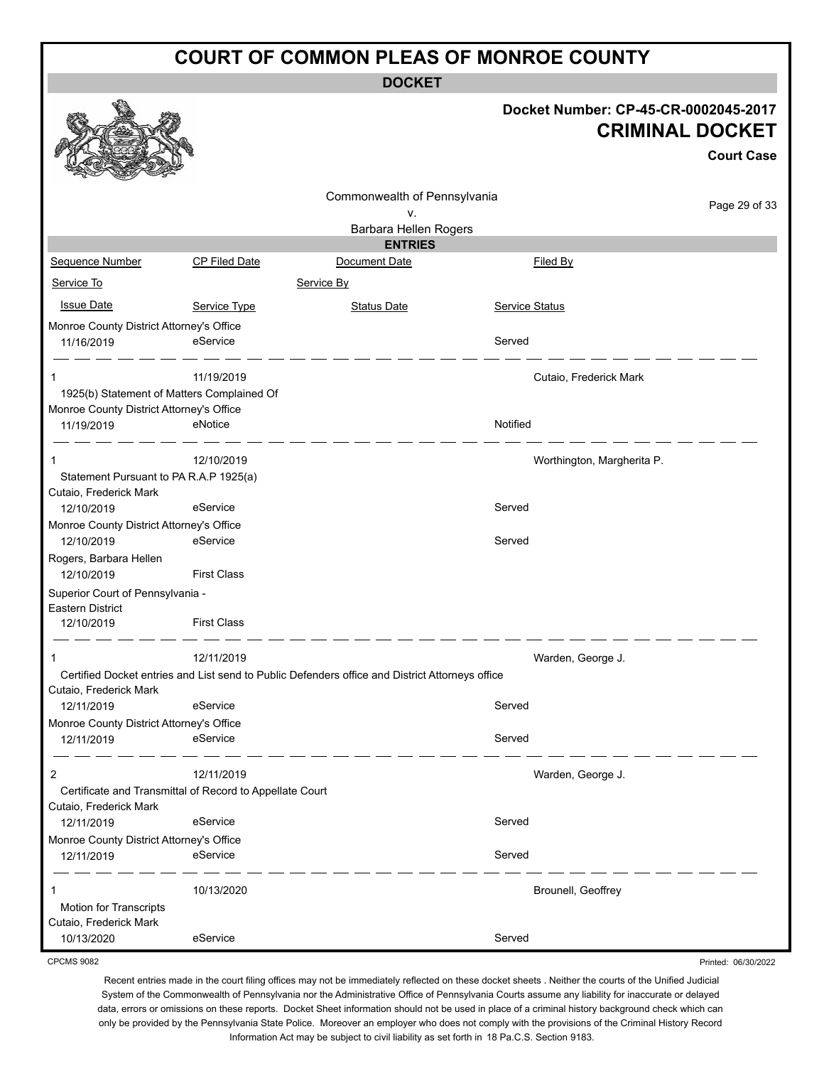# COURT OF COMMON PLEAS OF MONROE COUNTY

## DOCKET

**Docket Number: CP-45-CR-0002045-2017**

**CRIMINAL DOCKET**

**Court Case**

Commonwealth of Pennsylvania
v.
Barbara Hellen Rogers

### ENTRIES

| Sequence Number | CP Filed Date | Document Date | Filed By |
|---|---|---|---|
| Service To | | Service By | |
| Issue Date | Service Type | Status Date | Service Status |

Monroe County District Attorney's Office
11/16/2019 — eService — Served

---

1 — 11/19/2019 — Cutaio, Frederick Mark
1925(b) Statement of Matters Complained Of

Monroe County District Attorney's Office
11/19/2019 — eNotice — Notified

---

1 — 12/10/2019 — Worthington, Margherita P.
Statement Pursuant to PA R.A.P 1925(a)

Cutaio, Frederick Mark
12/10/2019 — eService — Served

Monroe County District Attorney's Office
12/10/2019 — eService — Served

Rogers, Barbara Hellen
12/10/2019 — First Class

Superior Court of Pennsylvania - Eastern District
12/10/2019 — First Class

---

1 — 12/11/2019 — Warden, George J.
Certified Docket entries and List send to Public Defenders office and District Attorneys office

Cutaio, Frederick Mark
12/11/2019 — eService — Served

Monroe County District Attorney's Office
12/11/2019 — eService — Served

---

2 — 12/11/2019 — Warden, George J.
Certificate and Transmittal of Record to Appellate Court

Cutaio, Frederick Mark
12/11/2019 — eService — Served

Monroe County District Attorney's Office
12/11/2019 — eService — Served

---

1 — 10/13/2020 — Brounell, Geoffrey
Motion for Transcripts

Cutaio, Frederick Mark
10/13/2020 — eService — Served

CPCMS 9082 Printed: 06/30/2022

Recent entries made in the court filing offices may not be immediately reflected on these docket sheets . Neither the courts of the Unified Judicial System of the Commonwealth of Pennsylvania nor the Administrative Office of Pennsylvania Courts assume any liability for inaccurate or delayed data, errors or omissions on these reports. Docket Sheet information should not be used in place of a criminal history background check which can only be provided by the Pennsylvania State Police. Moreover an employer who does not comply with the provisions of the Criminal History Record Information Act may be subject to civil liability as set forth in 18 Pa.C.S. Section 9183.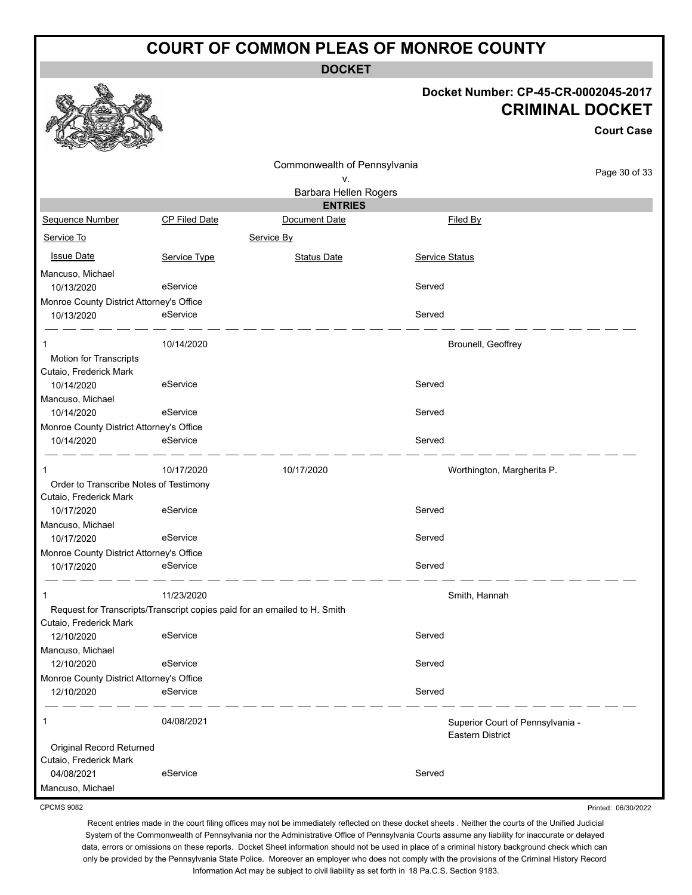# COURT OF COMMON PLEAS OF MONROE COUNTY

## DOCKET

**Docket Number: CP-45-CR-0002045-2017**

**CRIMINAL DOCKET**

**Court Case**

Commonwealth of Pennsylvania
v.
Barbara Hellen Rogers

### ENTRIES

| Sequence Number | CP Filed Date | Document Date | Filed By |
|---|---|---|---|
| Service To | | Service By | |
| Issue Date | Service Type | Status Date | Service Status |
| Mancuso, Michael | | | |
| 10/13/2020 | eService | | Served |
| Monroe County District Attorney's Office | | | |
| 10/13/2020 | eService | | Served |
| 1 | 10/14/2020 | | Brounell, Geoffrey |
| Motion for Transcripts | | | |
| Cutaio, Frederick Mark | | | |
| 10/14/2020 | eService | | Served |
| Mancuso, Michael | | | |
| 10/14/2020 | eService | | Served |
| Monroe County District Attorney's Office | | | |
| 10/14/2020 | eService | | Served |
| 1 | 10/17/2020 | 10/17/2020 | Worthington, Margherita P. |
| Order to Transcribe Notes of Testimony | | | |
| Cutaio, Frederick Mark | | | |
| 10/17/2020 | eService | | Served |
| Mancuso, Michael | | | |
| 10/17/2020 | eService | | Served |
| Monroe County District Attorney's Office | | | |
| 10/17/2020 | eService | | Served |
| 1 | 11/23/2020 | | Smith, Hannah |
| Request for Transcripts/Transcript copies paid for an emailed to H. Smith | | | |
| Cutaio, Frederick Mark | | | |
| 12/10/2020 | eService | | Served |
| Mancuso, Michael | | | |
| 12/10/2020 | eService | | Served |
| Monroe County District Attorney's Office | | | |
| 12/10/2020 | eService | | Served |
| 1 | 04/08/2021 | | Superior Court of Pennsylvania - Eastern District |
| Original Record Returned | | | |
| Cutaio, Frederick Mark | | | |
| 04/08/2021 | eService | | Served |
| Mancuso, Michael | | | |

CPCMS 9082

Printed: 06/30/2022

Recent entries made in the court filing offices may not be immediately reflected on these docket sheets . Neither the courts of the Unified Judicial System of the Commonwealth of Pennsylvania nor the Administrative Office of Pennsylvania Courts assume any liability for inaccurate or delayed data, errors or omissions on these reports. Docket Sheet information should not be used in place of a criminal history background check which can only be provided by the Pennsylvania State Police. Moreover an employer who does not comply with the provisions of the Criminal History Record Information Act may be subject to civil liability as set forth in 18 Pa.C.S. Section 9183.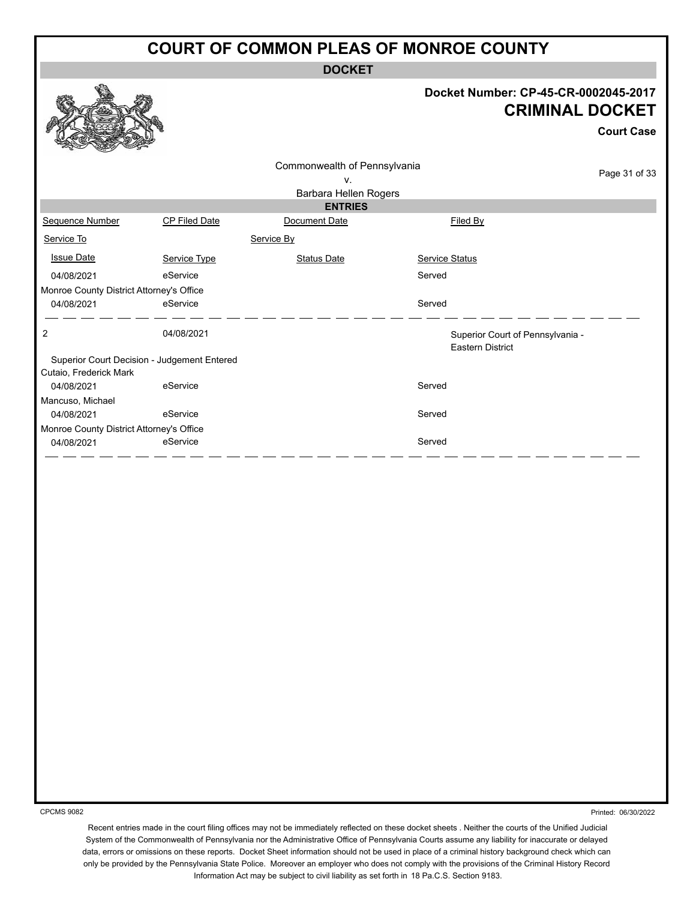# COURT OF COMMON PLEAS OF MONROE COUNTY

**DOCKET**

**Docket Number: CP-45-CR-0002045-2017**

## CRIMINAL DOCKET

**Court Case**

Commonwealth of Pennsylvania
v.
Barbara Hellen Rogers

**ENTRIES**

| Sequence Number | CP Filed Date | Document Date | Filed By |
|---|---|---|---|
| Service To | | Service By | |
| Issue Date | Service Type | Status Date | Service Status |
| 04/08/2021 | eService | | Served |
| Monroe County District Attorney's Office | | | |
| 04/08/2021 | eService | | Served |
| 2 | 04/08/2021 | | Superior Court of Pennsylvania - Eastern District |
| Superior Court Decision - Judgement Entered | | | |
| Cutaio, Frederick Mark | | | |
| 04/08/2021 | eService | | Served |
| Mancuso, Michael | | | |
| 04/08/2021 | eService | | Served |
| Monroe County District Attorney's Office | | | |
| 04/08/2021 | eService | | Served |

CPCMS 9082

Printed: 06/30/2022

Recent entries made in the court filing offices may not be immediately reflected on these docket sheets . Neither the courts of the Unified Judicial System of the Commonwealth of Pennsylvania nor the Administrative Office of Pennsylvania Courts assume any liability for inaccurate or delayed data, errors or omissions on these reports. Docket Sheet information should not be used in place of a criminal history background check which can only be provided by the Pennsylvania State Police. Moreover an employer who does not comply with the provisions of the Criminal History Record Information Act may be subject to civil liability as set forth in 18 Pa.C.S. Section 9183.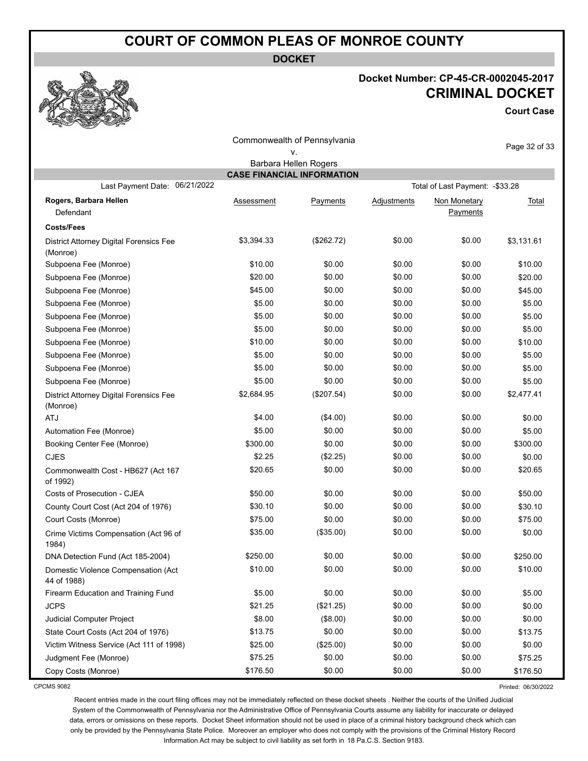# COURT OF COMMON PLEAS OF MONROE COUNTY

**DOCKET**

**Docket Number: CP-45-CR-0002045-2017**

**CRIMINAL DOCKET**

**Court Case**

Commonwealth of Pennsylvania
v.
Barbara Hellen Rogers

## CASE FINANCIAL INFORMATION

Last Payment Date: 06/21/2022 — Total of Last Payment: -$33.28

| Rogers, Barbara Hellen<br>Defendant | Assessment | Payments | Adjustments | Non Monetary Payments | Total |
|---|---|---|---|---|---|
| **Costs/Fees** | | | | | |
| District Attorney Digital Forensics Fee (Monroe) | $3,394.33 | ($262.72) | $0.00 | $0.00 | $3,131.61 |
| Subpoena Fee (Monroe) | $10.00 | $0.00 | $0.00 | $0.00 | $10.00 |
| Subpoena Fee (Monroe) | $20.00 | $0.00 | $0.00 | $0.00 | $20.00 |
| Subpoena Fee (Monroe) | $45.00 | $0.00 | $0.00 | $0.00 | $45.00 |
| Subpoena Fee (Monroe) | $5.00 | $0.00 | $0.00 | $0.00 | $5.00 |
| Subpoena Fee (Monroe) | $5.00 | $0.00 | $0.00 | $0.00 | $5.00 |
| Subpoena Fee (Monroe) | $5.00 | $0.00 | $0.00 | $0.00 | $5.00 |
| Subpoena Fee (Monroe) | $10.00 | $0.00 | $0.00 | $0.00 | $10.00 |
| Subpoena Fee (Monroe) | $5.00 | $0.00 | $0.00 | $0.00 | $5.00 |
| Subpoena Fee (Monroe) | $5.00 | $0.00 | $0.00 | $0.00 | $5.00 |
| Subpoena Fee (Monroe) | $5.00 | $0.00 | $0.00 | $0.00 | $5.00 |
| District Attorney Digital Forensics Fee (Monroe) | $2,684.95 | ($207.54) | $0.00 | $0.00 | $2,477.41 |
| ATJ | $4.00 | ($4.00) | $0.00 | $0.00 | $0.00 |
| Automation Fee (Monroe) | $5.00 | $0.00 | $0.00 | $0.00 | $5.00 |
| Booking Center Fee (Monroe) | $300.00 | $0.00 | $0.00 | $0.00 | $300.00 |
| CJES | $2.25 | ($2.25) | $0.00 | $0.00 | $0.00 |
| Commonwealth Cost - HB627 (Act 167 of 1992) | $20.65 | $0.00 | $0.00 | $0.00 | $20.65 |
| Costs of Prosecution - CJEA | $50.00 | $0.00 | $0.00 | $0.00 | $50.00 |
| County Court Cost (Act 204 of 1976) | $30.10 | $0.00 | $0.00 | $0.00 | $30.10 |
| Court Costs (Monroe) | $75.00 | $0.00 | $0.00 | $0.00 | $75.00 |
| Crime Victims Compensation (Act 96 of 1984) | $35.00 | ($35.00) | $0.00 | $0.00 | $0.00 |
| DNA Detection Fund (Act 185-2004) | $250.00 | $0.00 | $0.00 | $0.00 | $250.00 |
| Domestic Violence Compensation (Act 44 of 1988) | $10.00 | $0.00 | $0.00 | $0.00 | $10.00 |
| Firearm Education and Training Fund | $5.00 | $0.00 | $0.00 | $0.00 | $5.00 |
| JCPS | $21.25 | ($21.25) | $0.00 | $0.00 | $0.00 |
| Judicial Computer Project | $8.00 | ($8.00) | $0.00 | $0.00 | $0.00 |
| State Court Costs (Act 204 of 1976) | $13.75 | $0.00 | $0.00 | $0.00 | $13.75 |
| Victim Witness Service (Act 111 of 1998) | $25.00 | ($25.00) | $0.00 | $0.00 | $0.00 |
| Judgment Fee (Monroe) | $75.25 | $0.00 | $0.00 | $0.00 | $75.25 |
| Copy Costs (Monroe) | $176.50 | $0.00 | $0.00 | $0.00 | $176.50 |

CPCMS 9082

Printed: 06/30/2022

Recent entries made in the court filing offices may not be immediately reflected on these docket sheets . Neither the courts of the Unified Judicial System of the Commonwealth of Pennsylvania nor the Administrative Office of Pennsylvania Courts assume any liability for inaccurate or delayed data, errors or omissions on these reports. Docket Sheet information should not be used in place of a criminal history background check which can only be provided by the Pennsylvania State Police. Moreover an employer who does not comply with the provisions of the Criminal History Record Information Act may be subject to civil liability as set forth in 18 Pa.C.S. Section 9183.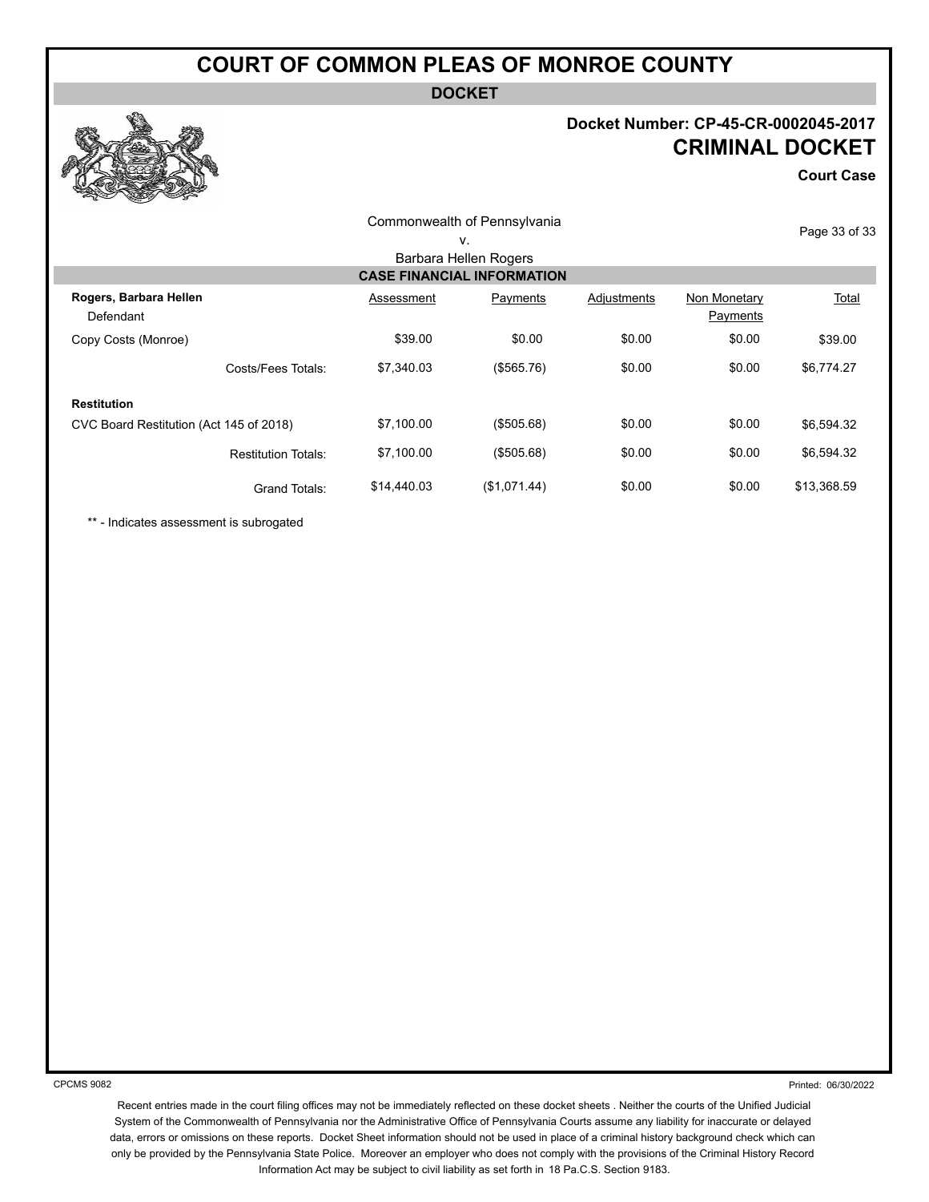# COURT OF COMMON PLEAS OF MONROE COUNTY

**DOCKET**

**Docket Number: CP-45-CR-0002045-2017**

## CRITICAL DOCKET

**Court Case**

Commonwealth of Pennsylvania
v.
Barbara Hellen Rogers

### CASE FINANCIAL INFORMATION

| **Rogers, Barbara Hellen** Defendant | Assessment | Payments | Adjustments | Non Monetary Payments | Total |
|---|---|---|---|---|---|
| Copy Costs (Monroe) | $39.00 | $0.00 | $0.00 | $0.00 | $39.00 |
| Costs/Fees Totals: | $7,340.03 | ($565.76) | $0.00 | $0.00 | $6,774.27 |
| **Restitution** | | | | | |
| CVC Board Restitution (Act 145 of 2018) | $7,100.00 | ($505.68) | $0.00 | $0.00 | $6,594.32 |
| Restitution Totals: | $7,100.00 | ($505.68) | $0.00 | $0.00 | $6,594.32 |
| Grand Totals: | $14,440.03 | ($1,071.44) | $0.00 | $0.00 | $13,368.59 |

** - Indicates assessment is subrogated

CPCMS 9082

Printed: 06/30/2022

Recent entries made in the court filing offices may not be immediately reflected on these docket sheets . Neither the courts of the Unified Judicial System of the Commonwealth of Pennsylvania nor the Administrative Office of Pennsylvania Courts assume any liability for inaccurate or delayed data, errors or omissions on these reports. Docket Sheet information should not be used in place of a criminal history background check which can only be provided by the Pennsylvania State Police. Moreover an employer who does not comply with the provisions of the Criminal History Record Information Act may be subject to civil liability as set forth in 18 Pa.C.S. Section 9183.